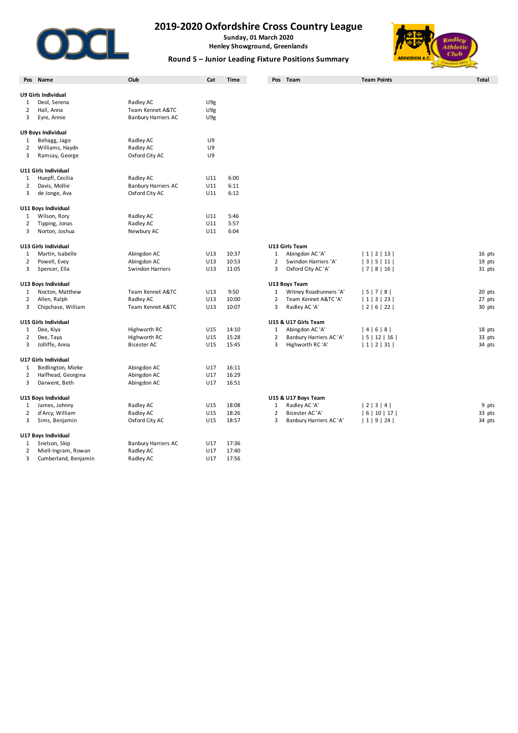# 2019-2020 Oxfordshire Cross Country League

**Sunday, 01 March 2020**

**Henley Showground, Greenlands**

## Round 5 – Junior Leading Fixture Positions Summary

| Pos | Name | Club | Cat | Time |
|---|---|---|---|---|
| **U9 Girls Individual** | | | | |
| 1 | Deol, Serena | Radley AC | U9g | |
| 2 | Hall, Anna | Team Kennet A&TC | U9g | |
| 3 | Eyre, Annie | Banbury Harriers AC | U9g | |
| **U9 Boys Individual** | | | | |
| 1 | Behagg, Jago | Radley AC | U9 | |
| 2 | Williams, Haydn | Radley AC | U9 | |
| 3 | Ramsay, George | Oxford City AC | U9 | |
| **U11 Girls Individual** | | | | |
| 1 | Huepfl, Cecilia | Radley AC | U11 | 6:00 |
| 2 | Davis, Mollie | Banbury Harriers AC | U11 | 6:11 |
| 3 | de Jonge, Ava | Oxford City AC | U11 | 6:12 |
| **U11 Boys Individual** | | | | |
| 1 | Wilson, Rory | Radley AC | U11 | 5:46 |
| 2 | Tipping, Jonas | Radley AC | U11 | 5:57 |
| 3 | Norton, Joshua | Newbury AC | U11 | 6:04 |
| **U13 Girls Individual** | | | | |
| 1 | Martin, Isabelle | Abingdon AC | U13 | 10:37 |
| 2 | Powell, Evey | Abingdon AC | U13 | 10:53 |
| 3 | Spencer, Ella | Swindon Harriers | U13 | 11:05 |
| **U13 Boys Individual** | | | | |
| 1 | Nocton, Matthew | Team Kennet A&TC | U13 | 9:50 |
| 2 | Allen, Ralph | Radley AC | U13 | 10:00 |
| 3 | Chipchase, William | Team Kennet A&TC | U13 | 10:07 |
| **U15 Girls Individual** | | | | |
| 1 | Dee, Kiya | Highworth RC | U15 | 14:10 |
| 2 | Dee, Taya | Highworth RC | U15 | 15:28 |
| 3 | Jolliffe, Anna | Bicester AC | U15 | 15:45 |
| **U17 Girls Individual** | | | | |
| 1 | Bedlington, Mieke | Abingdon AC | U17 | 16:11 |
| 2 | Halfhead, Georgina | Abingdon AC | U17 | 16:29 |
| 3 | Darwent, Beth | Abingdon AC | U17 | 16:51 |
| **U15 Boys Individual** | | | | |
| 1 | James, Johnny | Radley AC | U15 | 18:08 |
| 2 | d'Arcy, William | Radley AC | U15 | 18:26 |
| 3 | Sims, Benjamin | Oxford City AC | U15 | 18:57 |
| **U17 Boys Individual** | | | | |
| 1 | Snelson, Skip | Banbury Harriers AC | U17 | 17:36 |
| 2 | Miell-Ingram, Rowan | Radley AC | U17 | 17:40 |
| 3 | Cumberland, Benjamin | Radley AC | U17 | 17:56 |

| Pos | Team | Team Points | Total |
|---|---|---|---|
| **U13 Girls Team** | | | |
| 1 | Abingdon AC 'A' | \| 1 \| 2 \| 13 \| | 16 pts |
| 2 | Swindon Harriers 'A' | \| 3 \| 5 \| 11 \| | 19 pts |
| 3 | Oxford City AC 'A' | \| 7 \| 8 \| 16 \| | 31 pts |
| **U13 Boys Team** | | | |
| 1 | Witney Roadrunners 'A' | \| 5 \| 7 \| 8 \| | 20 pts |
| 2 | Team Kennet A&TC 'A' | \| 1 \| 3 \| 23 \| | 27 pts |
| 3 | Radley AC 'A' | \| 2 \| 6 \| 22 \| | 30 pts |
| **U15 & U17 Girls Team** | | | |
| 1 | Abingdon AC 'A' | \| 4 \| 6 \| 8 \| | 18 pts |
| 2 | Banbury Harriers AC 'A' | \| 5 \| 12 \| 16 \| | 33 pts |
| 3 | Highworth RC 'A' | \| 1 \| 2 \| 31 \| | 34 pts |
| **U15 & U17 Boys Team** | | | |
| 1 | Radley AC 'A' | \| 2 \| 3 \| 4 \| | 9 pts |
| 2 | Bicester AC 'A' | \| 6 \| 10 \| 17 \| | 33 pts |
| 3 | Banbury Harriers AC 'A' | \| 1 \| 9 \| 24 \| | 34 pts |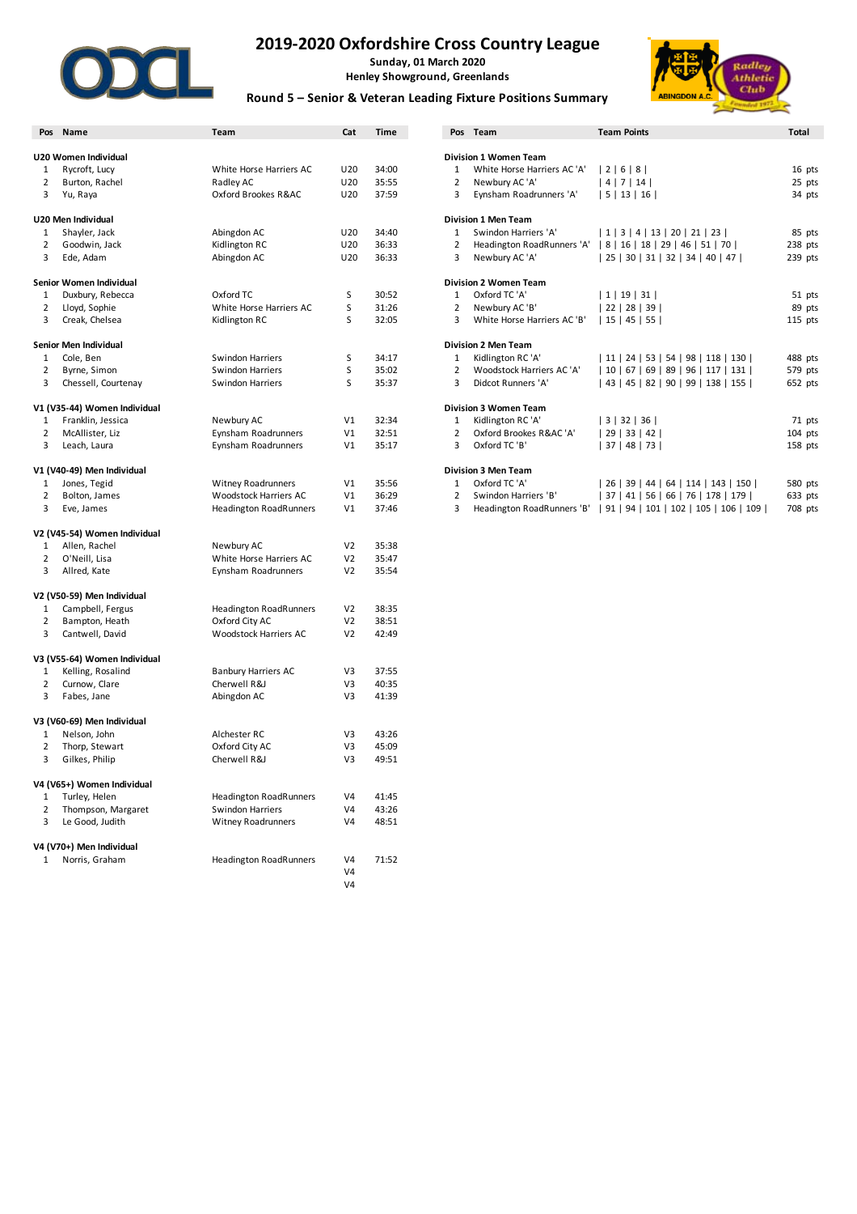# 2019-2020 Oxfordshire Cross Country League

**Sunday, 01 March 2020**
**Henley Showground, Greenlands**

## Round 5 – Senior & Veteran Leading Fixture Positions Summary

| Pos | Name | Team | Cat | Time |
|---|---|---|---|---|
| **U20 Women Individual** | | | | |
| 1 | Rycroft, Lucy | White Horse Harriers AC | U20 | 34:00 |
| 2 | Burton, Rachel | Radley AC | U20 | 35:55 |
| 3 | Yu, Raya | Oxford Brookes R&AC | U20 | 37:59 |
| **U20 Men Individual** | | | | |
| 1 | Shayler, Jack | Abingdon AC | U20 | 34:40 |
| 2 | Goodwin, Jack | Kidlington RC | U20 | 36:33 |
| 3 | Ede, Adam | Abingdon AC | U20 | 36:33 |
| **Senior Women Individual** | | | | |
| 1 | Duxbury, Rebecca | Oxford TC | S | 30:52 |
| 2 | Lloyd, Sophie | White Horse Harriers AC | S | 31:26 |
| 3 | Creak, Chelsea | Kidlington RC | S | 32:05 |
| **Senior Men Individual** | | | | |
| 1 | Cole, Ben | Swindon Harriers | S | 34:17 |
| 2 | Byrne, Simon | Swindon Harriers | S | 35:02 |
| 3 | Chessell, Courtenay | Swindon Harriers | S | 35:37 |
| **V1 (V35-44) Women Individual** | | | | |
| 1 | Franklin, Jessica | Newbury AC | V1 | 32:34 |
| 2 | McAllister, Liz | Eynsham Roadrunners | V1 | 32:51 |
| 3 | Leach, Laura | Eynsham Roadrunners | V1 | 35:17 |
| **V1 (V40-49) Men Individual** | | | | |
| 1 | Jones, Tegid | Witney Roadrunners | V1 | 35:56 |
| 2 | Bolton, James | Woodstock Harriers AC | V1 | 36:29 |
| 3 | Eve, James | Headington RoadRunners | V1 | 37:46 |
| **V2 (V45-54) Women Individual** | | | | |
| 1 | Allen, Rachel | Newbury AC | V2 | 35:38 |
| 2 | O'Neill, Lisa | White Horse Harriers AC | V2 | 35:47 |
| 3 | Allred, Kate | Eynsham Roadrunners | V2 | 35:54 |
| **V2 (V50-59) Men Individual** | | | | |
| 1 | Campbell, Fergus | Headington RoadRunners | V2 | 38:35 |
| 2 | Bampton, Heath | Oxford City AC | V2 | 38:51 |
| 3 | Cantwell, David | Woodstock Harriers AC | V2 | 42:49 |
| **V3 (V55-64) Women Individual** | | | | |
| 1 | Kelling, Rosalind | Banbury Harriers AC | V3 | 37:55 |
| 2 | Curnow, Clare | Cherwell R&J | V3 | 40:35 |
| 3 | Fabes, Jane | Abingdon AC | V3 | 41:39 |
| **V3 (V60-69) Men Individual** | | | | |
| 1 | Nelson, John | Alchester RC | V3 | 43:26 |
| 2 | Thorp, Stewart | Oxford City AC | V3 | 45:09 |
| 3 | Gilkes, Philip | Cherwell R&J | V3 | 49:51 |
| **V4 (V65+) Women Individual** | | | | |
| 1 | Turley, Helen | Headington RoadRunners | V4 | 41:45 |
| 2 | Thompson, Margaret | Swindon Harriers | V4 | 43:26 |
| 3 | Le Good, Judith | Witney Roadrunners | V4 | 48:51 |
| **V4 (V70+) Men Individual** | | | | |
| 1 | Norris, Graham | Headington RoadRunners | V4 | 71:52 |
| | | | V4 | |
| | | | V4 | |

| Pos | Team | Team Points | Total |
|---|---|---|---|
| **Division 1 Women Team** | | | |
| 1 | White Horse Harriers AC 'A' | \| 2 \| 6 \| 8 \| | 16 pts |
| 2 | Newbury AC 'A' | \| 4 \| 7 \| 14 \| | 25 pts |
| 3 | Eynsham Roadrunners 'A' | \| 5 \| 13 \| 16 \| | 34 pts |
| **Division 1 Men Team** | | | |
| 1 | Swindon Harriers 'A' | \| 1 \| 3 \| 4 \| 13 \| 20 \| 21 \| 23 \| | 85 pts |
| 2 | Headington RoadRunners 'A' | \| 8 \| 16 \| 18 \| 29 \| 46 \| 51 \| 70 \| | 238 pts |
| 3 | Newbury AC 'A' | \| 25 \| 30 \| 31 \| 32 \| 34 \| 40 \| 47 \| | 239 pts |
| **Division 2 Women Team** | | | |
| 1 | Oxford TC 'A' | \| 1 \| 19 \| 31 \| | 51 pts |
| 2 | Newbury AC 'B' | \| 22 \| 28 \| 39 \| | 89 pts |
| 3 | White Horse Harriers AC 'B' | \| 15 \| 45 \| 55 \| | 115 pts |
| **Division 2 Men Team** | | | |
| 1 | Kidlington RC 'A' | \| 11 \| 24 \| 53 \| 54 \| 98 \| 118 \| 130 \| | 488 pts |
| 2 | Woodstock Harriers AC 'A' | \| 10 \| 67 \| 69 \| 89 \| 96 \| 117 \| 131 \| | 579 pts |
| 3 | Didcot Runners 'A' | \| 43 \| 45 \| 82 \| 90 \| 99 \| 138 \| 155 \| | 652 pts |
| **Division 3 Women Team** | | | |
| 1 | Kidlington RC 'A' | \| 3 \| 32 \| 36 \| | 71 pts |
| 2 | Oxford Brookes R&AC 'A' | \| 29 \| 33 \| 42 \| | 104 pts |
| 3 | Oxford TC 'B' | \| 37 \| 48 \| 73 \| | 158 pts |
| **Division 3 Men Team** | | | |
| 1 | Oxford TC 'A' | \| 26 \| 39 \| 44 \| 64 \| 114 \| 143 \| 150 \| | 580 pts |
| 2 | Swindon Harriers 'B' | \| 37 \| 41 \| 56 \| 66 \| 76 \| 178 \| 179 \| | 633 pts |
| 3 | Headington RoadRunners 'B' | \| 91 \| 94 \| 101 \| 102 \| 105 \| 106 \| 109 \| | 708 pts |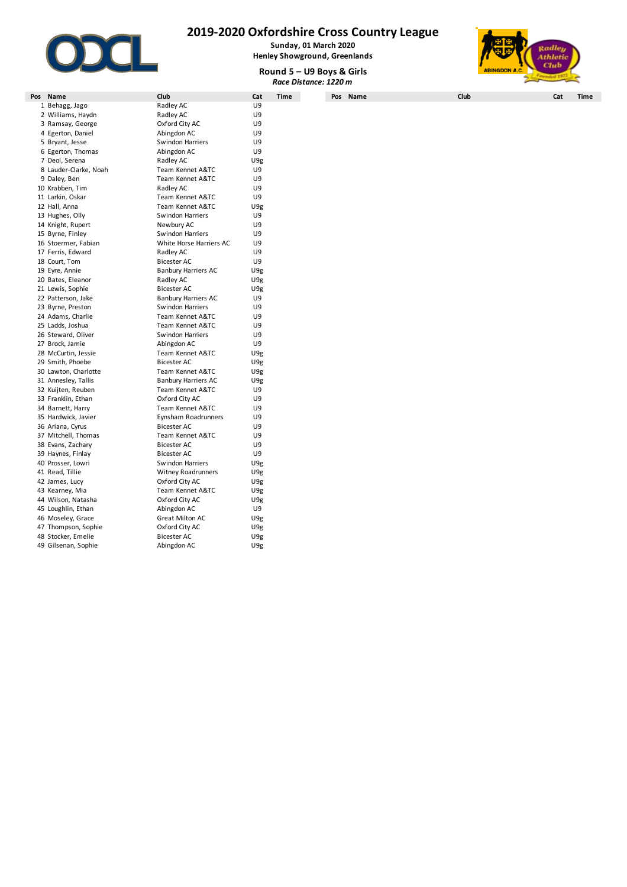# 2019-2020 Oxfordshire Cross Country League

**Sunday, 01 March 2020**
**Henley Showground, Greenlands**

## Round 5 – U9 Boys & Girls

***Race Distance: 1220 m***

| Pos | Name | Club | Cat | Time |
|---|---|---|---|---|
| 1 | Behagg, Jago | Radley AC | U9 | |
| 2 | Williams, Haydn | Radley AC | U9 | |
| 3 | Ramsay, George | Oxford City AC | U9 | |
| 4 | Egerton, Daniel | Abingdon AC | U9 | |
| 5 | Bryant, Jesse | Swindon Harriers | U9 | |
| 6 | Egerton, Thomas | Abingdon AC | U9 | |
| 7 | Deol, Serena | Radley AC | U9g | |
| 8 | Lauder-Clarke, Noah | Team Kennet A&TC | U9 | |
| 9 | Daley, Ben | Team Kennet A&TC | U9 | |
| 10 | Krabben, Tim | Radley AC | U9 | |
| 11 | Larkin, Oskar | Team Kennet A&TC | U9 | |
| 12 | Hall, Anna | Team Kennet A&TC | U9g | |
| 13 | Hughes, Olly | Swindon Harriers | U9 | |
| 14 | Knight, Rupert | Newbury AC | U9 | |
| 15 | Byrne, Finley | Swindon Harriers | U9 | |
| 16 | Stoermer, Fabian | White Horse Harriers AC | U9 | |
| 17 | Ferris, Edward | Radley AC | U9 | |
| 18 | Court, Tom | Bicester AC | U9 | |
| 19 | Eyre, Annie | Banbury Harriers AC | U9g | |
| 20 | Bates, Eleanor | Radley AC | U9g | |
| 21 | Lewis, Sophie | Bicester AC | U9g | |
| 22 | Patterson, Jake | Banbury Harriers AC | U9 | |
| 23 | Byrne, Preston | Swindon Harriers | U9 | |
| 24 | Adams, Charlie | Team Kennet A&TC | U9 | |
| 25 | Ladds, Joshua | Team Kennet A&TC | U9 | |
| 26 | Steward, Oliver | Swindon Harriers | U9 | |
| 27 | Brock, Jamie | Abingdon AC | U9 | |
| 28 | McCurtin, Jessie | Team Kennet A&TC | U9g | |
| 29 | Smith, Phoebe | Bicester AC | U9g | |
| 30 | Lawton, Charlotte | Team Kennet A&TC | U9g | |
| 31 | Annesley, Tallis | Banbury Harriers AC | U9g | |
| 32 | Kuijten, Reuben | Team Kennet A&TC | U9 | |
| 33 | Franklin, Ethan | Oxford City AC | U9 | |
| 34 | Barnett, Harry | Team Kennet A&TC | U9 | |
| 35 | Hardwick, Javier | Eynsham Roadrunners | U9 | |
| 36 | Ariana, Cyrus | Bicester AC | U9 | |
| 37 | Mitchell, Thomas | Team Kennet A&TC | U9 | |
| 38 | Evans, Zachary | Bicester AC | U9 | |
| 39 | Haynes, Finlay | Bicester AC | U9 | |
| 40 | Prosser, Lowri | Swindon Harriers | U9g | |
| 41 | Read, Tillie | Witney Roadrunners | U9g | |
| 42 | James, Lucy | Oxford City AC | U9g | |
| 43 | Kearney, Mia | Team Kennet A&TC | U9g | |
| 44 | Wilson, Natasha | Oxford City AC | U9g | |
| 45 | Loughlin, Ethan | Abingdon AC | U9 | |
| 46 | Moseley, Grace | Great Milton AC | U9g | |
| 47 | Thompson, Sophie | Oxford City AC | U9g | |
| 48 | Stocker, Emelie | Bicester AC | U9g | |
| 49 | Gilsenan, Sophie | Abingdon AC | U9g | |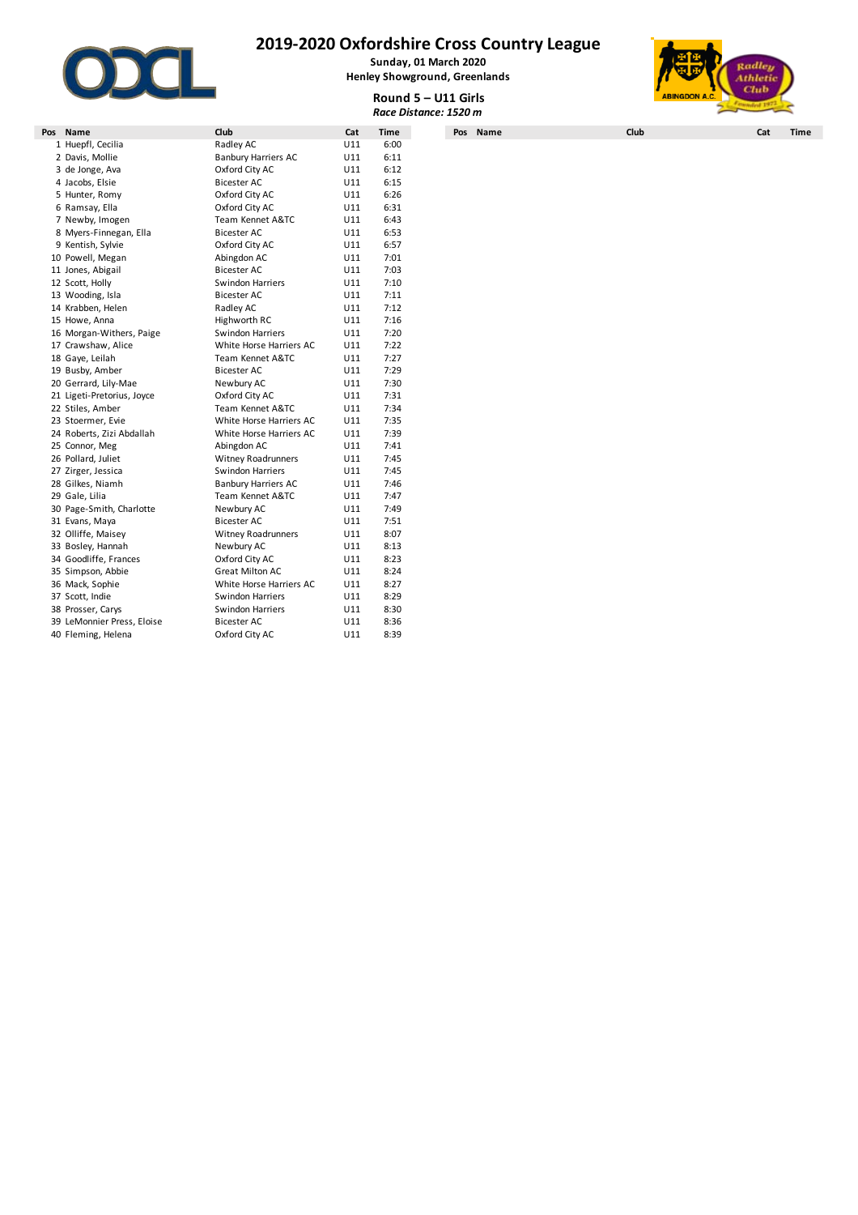# 2019-2020 Oxfordshire Cross Country League

**Sunday, 01 March 2020**
**Henley Showground, Greenlands**

**Round 5 – U11 Girls**
***Race Distance: 1520 m***

| Pos | Name | Club | Cat | Time |
|---|---|---|---|---|
| 1 | Huepfl, Cecilia | Radley AC | U11 | 6:00 |
| 2 | Davis, Mollie | Banbury Harriers AC | U11 | 6:11 |
| 3 | de Jonge, Ava | Oxford City AC | U11 | 6:12 |
| 4 | Jacobs, Elsie | Bicester AC | U11 | 6:15 |
| 5 | Hunter, Romy | Oxford City AC | U11 | 6:26 |
| 6 | Ramsay, Ella | Oxford City AC | U11 | 6:31 |
| 7 | Newby, Imogen | Team Kennet A&TC | U11 | 6:43 |
| 8 | Myers-Finnegan, Ella | Bicester AC | U11 | 6:53 |
| 9 | Kentish, Sylvie | Oxford City AC | U11 | 6:57 |
| 10 | Powell, Megan | Abingdon AC | U11 | 7:01 |
| 11 | Jones, Abigail | Bicester AC | U11 | 7:03 |
| 12 | Scott, Holly | Swindon Harriers | U11 | 7:10 |
| 13 | Wooding, Isla | Bicester AC | U11 | 7:11 |
| 14 | Krabben, Helen | Radley AC | U11 | 7:12 |
| 15 | Howe, Anna | Highworth RC | U11 | 7:16 |
| 16 | Morgan-Withers, Paige | Swindon Harriers | U11 | 7:20 |
| 17 | Crawshaw, Alice | White Horse Harriers AC | U11 | 7:22 |
| 18 | Gaye, Leilah | Team Kennet A&TC | U11 | 7:27 |
| 19 | Busby, Amber | Bicester AC | U11 | 7:29 |
| 20 | Gerrard, Lily-Mae | Newbury AC | U11 | 7:30 |
| 21 | Ligeti-Pretorius, Joyce | Oxford City AC | U11 | 7:31 |
| 22 | Stiles, Amber | Team Kennet A&TC | U11 | 7:34 |
| 23 | Stoermer, Evie | White Horse Harriers AC | U11 | 7:35 |
| 24 | Roberts, Zizi Abdallah | White Horse Harriers AC | U11 | 7:39 |
| 25 | Connor, Meg | Abingdon AC | U11 | 7:41 |
| 26 | Pollard, Juliet | Witney Roadrunners | U11 | 7:45 |
| 27 | Zirger, Jessica | Swindon Harriers | U11 | 7:45 |
| 28 | Gilkes, Niamh | Banbury Harriers AC | U11 | 7:46 |
| 29 | Gale, Lilia | Team Kennet A&TC | U11 | 7:47 |
| 30 | Page-Smith, Charlotte | Newbury AC | U11 | 7:49 |
| 31 | Evans, Maya | Bicester AC | U11 | 7:51 |
| 32 | Olliffe, Maisey | Witney Roadrunners | U11 | 8:07 |
| 33 | Bosley, Hannah | Newbury AC | U11 | 8:13 |
| 34 | Goodliffe, Frances | Oxford City AC | U11 | 8:23 |
| 35 | Simpson, Abbie | Great Milton AC | U11 | 8:24 |
| 36 | Mack, Sophie | White Horse Harriers AC | U11 | 8:27 |
| 37 | Scott, Indie | Swindon Harriers | U11 | 8:29 |
| 38 | Prosser, Carys | Swindon Harriers | U11 | 8:30 |
| 39 | LeMonnier Press, Eloise | Bicester AC | U11 | 8:36 |
| 40 | Fleming, Helena | Oxford City AC | U11 | 8:39 |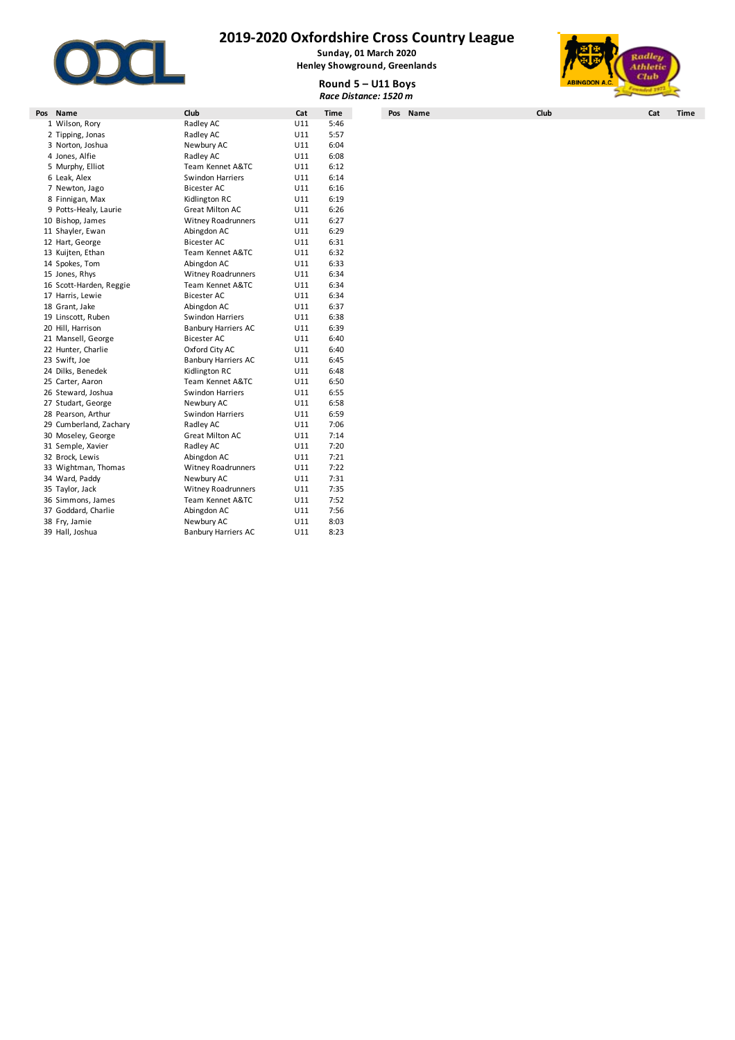# 2019-2020 Oxfordshire Cross Country League

**Sunday, 01 March 2020**
**Henley Showground, Greenlands**

**Round 5 – U11 Boys**
***Race Distance: 1520 m***

| Pos | Name | Club | Cat | Time |
|---|---|---|---|---|
| 1 | Wilson, Rory | Radley AC | U11 | 5:46 |
| 2 | Tipping, Jonas | Radley AC | U11 | 5:57 |
| 3 | Norton, Joshua | Newbury AC | U11 | 6:04 |
| 4 | Jones, Alfie | Radley AC | U11 | 6:08 |
| 5 | Murphy, Elliot | Team Kennet A&TC | U11 | 6:12 |
| 6 | Leak, Alex | Swindon Harriers | U11 | 6:14 |
| 7 | Newton, Jago | Bicester AC | U11 | 6:16 |
| 8 | Finnigan, Max | Kidlington RC | U11 | 6:19 |
| 9 | Potts-Healy, Laurie | Great Milton AC | U11 | 6:26 |
| 10 | Bishop, James | Witney Roadrunners | U11 | 6:27 |
| 11 | Shayler, Ewan | Abingdon AC | U11 | 6:29 |
| 12 | Hart, George | Bicester AC | U11 | 6:31 |
| 13 | Kuijten, Ethan | Team Kennet A&TC | U11 | 6:32 |
| 14 | Spokes, Tom | Abingdon AC | U11 | 6:33 |
| 15 | Jones, Rhys | Witney Roadrunners | U11 | 6:34 |
| 16 | Scott-Harden, Reggie | Team Kennet A&TC | U11 | 6:34 |
| 17 | Harris, Lewie | Bicester AC | U11 | 6:34 |
| 18 | Grant, Jake | Abingdon AC | U11 | 6:37 |
| 19 | Linscott, Ruben | Swindon Harriers | U11 | 6:38 |
| 20 | Hill, Harrison | Banbury Harriers AC | U11 | 6:39 |
| 21 | Mansell, George | Bicester AC | U11 | 6:40 |
| 22 | Hunter, Charlie | Oxford City AC | U11 | 6:40 |
| 23 | Swift, Joe | Banbury Harriers AC | U11 | 6:45 |
| 24 | Dilks, Benedek | Kidlington RC | U11 | 6:48 |
| 25 | Carter, Aaron | Team Kennet A&TC | U11 | 6:50 |
| 26 | Steward, Joshua | Swindon Harriers | U11 | 6:55 |
| 27 | Studart, George | Newbury AC | U11 | 6:58 |
| 28 | Pearson, Arthur | Swindon Harriers | U11 | 6:59 |
| 29 | Cumberland, Zachary | Radley AC | U11 | 7:06 |
| 30 | Moseley, George | Great Milton AC | U11 | 7:14 |
| 31 | Semple, Xavier | Radley AC | U11 | 7:20 |
| 32 | Brock, Lewis | Abingdon AC | U11 | 7:21 |
| 33 | Wightman, Thomas | Witney Roadrunners | U11 | 7:22 |
| 34 | Ward, Paddy | Newbury AC | U11 | 7:31 |
| 35 | Taylor, Jack | Witney Roadrunners | U11 | 7:35 |
| 36 | Simmons, James | Team Kennet A&TC | U11 | 7:52 |
| 37 | Goddard, Charlie | Abingdon AC | U11 | 7:56 |
| 38 | Fry, Jamie | Newbury AC | U11 | 8:03 |
| 39 | Hall, Joshua | Banbury Harriers AC | U11 | 8:23 |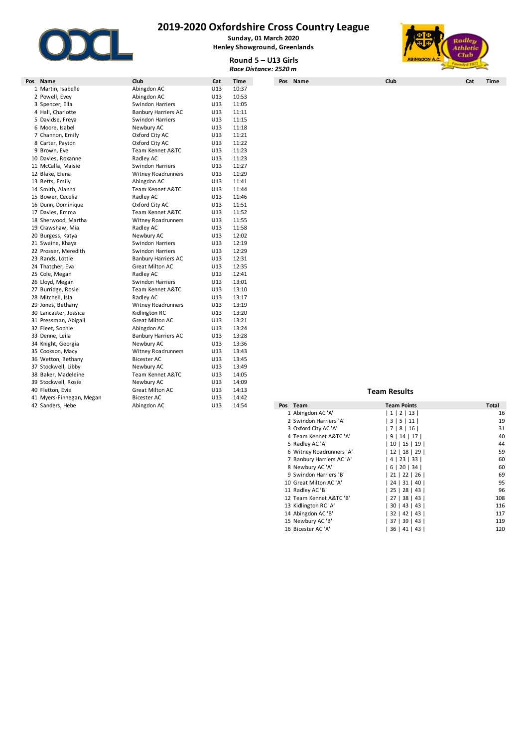# 2019-2020 Oxfordshire Cross Country League

**Sunday, 01 March 2020**
**Henley Showground, Greenlands**

### Round 5 – U13 Girls

*Race Distance: 2520 m*

| Pos | Name | Club | Cat | Time |
|---|---|---|---|---|
| 1 | Martin, Isabelle | Abingdon AC | U13 | 10:37 |
| 2 | Powell, Evey | Abingdon AC | U13 | 10:53 |
| 3 | Spencer, Ella | Swindon Harriers | U13 | 11:05 |
| 4 | Hall, Charlotte | Banbury Harriers AC | U13 | 11:11 |
| 5 | Davidse, Freya | Swindon Harriers | U13 | 11:15 |
| 6 | Moore, Isabel | Newbury AC | U13 | 11:18 |
| 7 | Channon, Emily | Oxford City AC | U13 | 11:21 |
| 8 | Carter, Payton | Oxford City AC | U13 | 11:22 |
| 9 | Brown, Eve | Team Kennet A&TC | U13 | 11:23 |
| 10 | Davies, Roxanne | Radley AC | U13 | 11:23 |
| 11 | McCalla, Maisie | Swindon Harriers | U13 | 11:27 |
| 12 | Blake, Elena | Witney Roadrunners | U13 | 11:29 |
| 13 | Betts, Emily | Abingdon AC | U13 | 11:41 |
| 14 | Smith, Alanna | Team Kennet A&TC | U13 | 11:44 |
| 15 | Bower, Cecelia | Radley AC | U13 | 11:46 |
| 16 | Dunn, Dominique | Oxford City AC | U13 | 11:51 |
| 17 | Davies, Emma | Team Kennet A&TC | U13 | 11:52 |
| 18 | Sherwood, Martha | Witney Roadrunners | U13 | 11:55 |
| 19 | Crawshaw, Mia | Radley AC | U13 | 11:58 |
| 20 | Burgess, Katya | Newbury AC | U13 | 12:02 |
| 21 | Swaine, Khaya | Swindon Harriers | U13 | 12:19 |
| 22 | Prosser, Meredith | Swindon Harriers | U13 | 12:29 |
| 23 | Rands, Lottie | Banbury Harriers AC | U13 | 12:31 |
| 24 | Thatcher, Eva | Great Milton AC | U13 | 12:35 |
| 25 | Cole, Megan | Radley AC | U13 | 12:41 |
| 26 | Lloyd, Megan | Swindon Harriers | U13 | 13:01 |
| 27 | Burridge, Rosie | Team Kennet A&TC | U13 | 13:10 |
| 28 | Mitchell, Isla | Radley AC | U13 | 13:17 |
| 29 | Jones, Bethany | Witney Roadrunners | U13 | 13:19 |
| 30 | Lancaster, Jessica | Kidlington RC | U13 | 13:20 |
| 31 | Pressman, Abigail | Great Milton AC | U13 | 13:21 |
| 32 | Fleet, Sophie | Abingdon AC | U13 | 13:24 |
| 33 | Denne, Leila | Banbury Harriers AC | U13 | 13:28 |
| 34 | Knight, Georgia | Newbury AC | U13 | 13:36 |
| 35 | Cookson, Macy | Witney Roadrunners | U13 | 13:43 |
| 36 | Wetton, Bethany | Bicester AC | U13 | 13:45 |
| 37 | Stockwell, Libby | Newbury AC | U13 | 13:49 |
| 38 | Baker, Madeleine | Team Kennet A&TC | U13 | 14:05 |
| 39 | Stockwell, Rosie | Newbury AC | U13 | 14:09 |
| 40 | Fletton, Evie | Great Milton AC | U13 | 14:13 |
| 41 | Myers-Finnegan, Megan | Bicester AC | U13 | 14:42 |
| 42 | Sanders, Hebe | Abingdon AC | U13 | 14:54 |

### Team Results

| Pos | Team | Team Points | Total |
|---|---|---|---|
| 1 | Abingdon AC 'A' | \| 1 \| 2 \| 13 \| | 16 |
| 2 | Swindon Harriers 'A' | \| 3 \| 5 \| 11 \| | 19 |
| 3 | Oxford City AC 'A' | \| 7 \| 8 \| 16 \| | 31 |
| 4 | Team Kennet A&TC 'A' | \| 9 \| 14 \| 17 \| | 40 |
| 5 | Radley AC 'A' | \| 10 \| 15 \| 19 \| | 44 |
| 6 | Witney Roadrunners 'A' | \| 12 \| 18 \| 29 \| | 59 |
| 7 | Banbury Harriers AC 'A' | \| 4 \| 23 \| 33 \| | 60 |
| 8 | Newbury AC 'A' | \| 6 \| 20 \| 34 \| | 60 |
| 9 | Swindon Harriers 'B' | \| 21 \| 22 \| 26 \| | 69 |
| 10 | Great Milton AC 'A' | \| 24 \| 31 \| 40 \| | 95 |
| 11 | Radley AC 'B' | \| 25 \| 28 \| 43 \| | 96 |
| 12 | Team Kennet A&TC 'B' | \| 27 \| 38 \| 43 \| | 108 |
| 13 | Kidlington RC 'A' | \| 30 \| 43 \| 43 \| | 116 |
| 14 | Abingdon AC 'B' | \| 32 \| 42 \| 43 \| | 117 |
| 15 | Newbury AC 'B' | \| 37 \| 39 \| 43 \| | 119 |
| 16 | Bicester AC 'A' | \| 36 \| 41 \| 43 \| | 120 |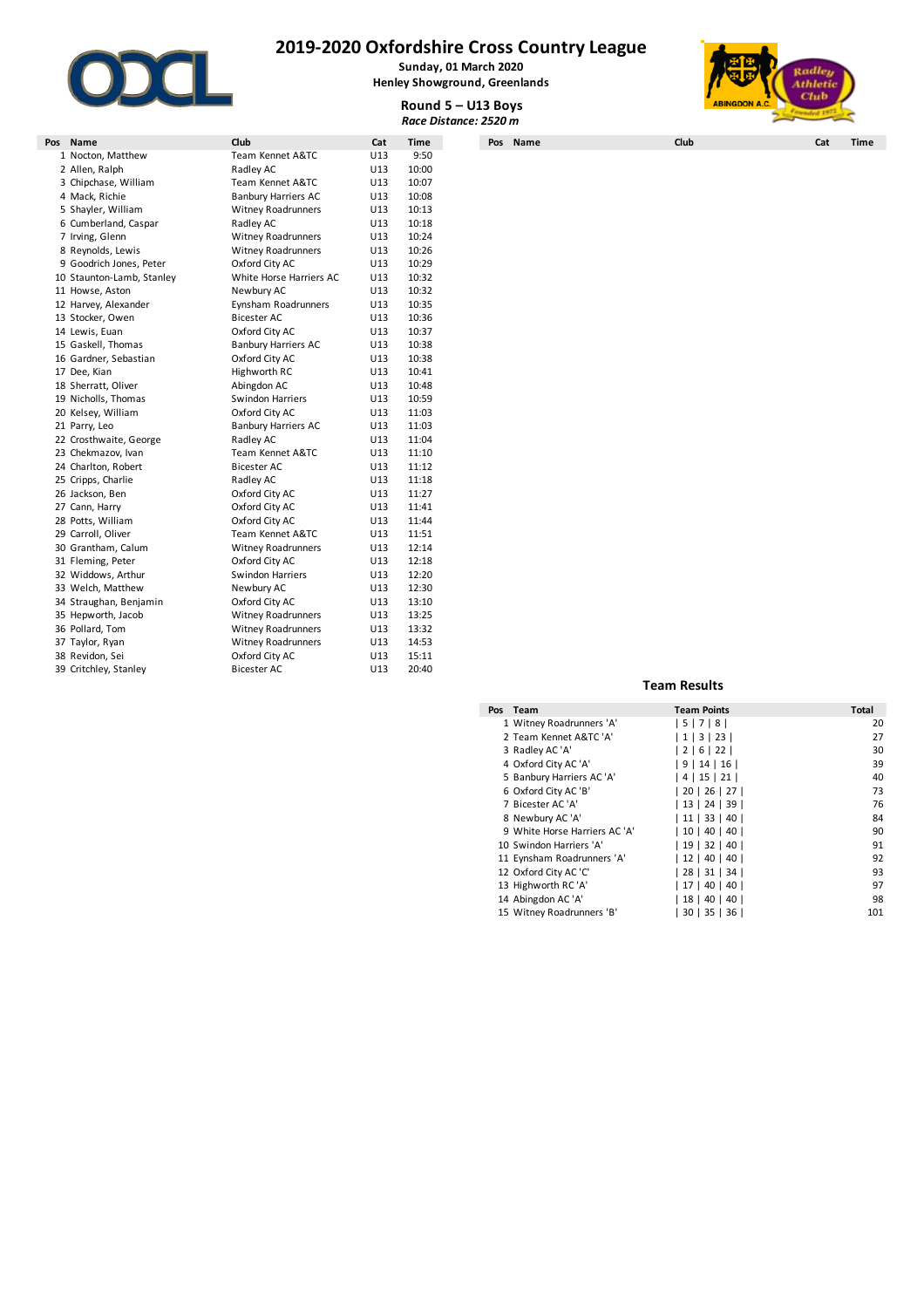# 2019-2020 Oxfordshire Cross Country League

**Sunday, 01 March 2020**
**Henley Showground, Greenlands**

## Round 5 – U13 Boys

*Race Distance: 2520 m*

| Pos | Name | Club | Cat | Time |
|---|---|---|---|---|
| 1 | Nocton, Matthew | Team Kennet A&TC | U13 | 9:50 |
| 2 | Allen, Ralph | Radley AC | U13 | 10:00 |
| 3 | Chipchase, William | Team Kennet A&TC | U13 | 10:07 |
| 4 | Mack, Richie | Banbury Harriers AC | U13 | 10:08 |
| 5 | Shayler, William | Witney Roadrunners | U13 | 10:13 |
| 6 | Cumberland, Caspar | Radley AC | U13 | 10:18 |
| 7 | Irving, Glenn | Witney Roadrunners | U13 | 10:24 |
| 8 | Reynolds, Lewis | Witney Roadrunners | U13 | 10:26 |
| 9 | Goodrich Jones, Peter | Oxford City AC | U13 | 10:29 |
| 10 | Staunton-Lamb, Stanley | White Horse Harriers AC | U13 | 10:32 |
| 11 | Howse, Aston | Newbury AC | U13 | 10:32 |
| 12 | Harvey, Alexander | Eynsham Roadrunners | U13 | 10:35 |
| 13 | Stocker, Owen | Bicester AC | U13 | 10:36 |
| 14 | Lewis, Euan | Oxford City AC | U13 | 10:37 |
| 15 | Gaskell, Thomas | Banbury Harriers AC | U13 | 10:38 |
| 16 | Gardner, Sebastian | Oxford City AC | U13 | 10:38 |
| 17 | Dee, Kian | Highworth RC | U13 | 10:41 |
| 18 | Sherratt, Oliver | Abingdon AC | U13 | 10:48 |
| 19 | Nicholls, Thomas | Swindon Harriers | U13 | 10:59 |
| 20 | Kelsey, William | Oxford City AC | U13 | 11:03 |
| 21 | Parry, Leo | Banbury Harriers AC | U13 | 11:03 |
| 22 | Crosthwaite, George | Radley AC | U13 | 11:04 |
| 23 | Chekmazov, Ivan | Team Kennet A&TC | U13 | 11:10 |
| 24 | Charlton, Robert | Bicester AC | U13 | 11:12 |
| 25 | Cripps, Charlie | Radley AC | U13 | 11:18 |
| 26 | Jackson, Ben | Oxford City AC | U13 | 11:27 |
| 27 | Cann, Harry | Oxford City AC | U13 | 11:41 |
| 28 | Potts, William | Oxford City AC | U13 | 11:44 |
| 29 | Carroll, Oliver | Team Kennet A&TC | U13 | 11:51 |
| 30 | Grantham, Calum | Witney Roadrunners | U13 | 12:14 |
| 31 | Fleming, Peter | Oxford City AC | U13 | 12:18 |
| 32 | Widdows, Arthur | Swindon Harriers | U13 | 12:20 |
| 33 | Welch, Matthew | Newbury AC | U13 | 12:30 |
| 34 | Straughan, Benjamin | Oxford City AC | U13 | 13:10 |
| 35 | Hepworth, Jacob | Witney Roadrunners | U13 | 13:25 |
| 36 | Pollard, Tom | Witney Roadrunners | U13 | 13:32 |
| 37 | Taylor, Ryan | Witney Roadrunners | U13 | 14:53 |
| 38 | Revidon, Sei | Oxford City AC | U13 | 15:11 |
| 39 | Critchley, Stanley | Bicester AC | U13 | 20:40 |

| Pos | Name | Club | Cat | Time |
|---|---|---|---|---|

### Team Results

| Pos | Team | Team Points | Total |
|---|---|---|---|
| 1 | Witney Roadrunners 'A' | \| 5 \| 7 \| 8 \| | 20 |
| 2 | Team Kennet A&TC 'A' | \| 1 \| 3 \| 23 \| | 27 |
| 3 | Radley AC 'A' | \| 2 \| 6 \| 22 \| | 30 |
| 4 | Oxford City AC 'A' | \| 9 \| 14 \| 16 \| | 39 |
| 5 | Banbury Harriers AC 'A' | \| 4 \| 15 \| 21 \| | 40 |
| 6 | Oxford City AC 'B' | \| 20 \| 26 \| 27 \| | 73 |
| 7 | Bicester AC 'A' | \| 13 \| 24 \| 39 \| | 76 |
| 8 | Newbury AC 'A' | \| 11 \| 33 \| 40 \| | 84 |
| 9 | White Horse Harriers AC 'A' | \| 10 \| 40 \| 40 \| | 90 |
| 10 | Swindon Harriers 'A' | \| 19 \| 32 \| 40 \| | 91 |
| 11 | Eynsham Roadrunners 'A' | \| 12 \| 40 \| 40 \| | 92 |
| 12 | Oxford City AC 'C' | \| 28 \| 31 \| 34 \| | 93 |
| 13 | Highworth RC 'A' | \| 17 \| 40 \| 40 \| | 97 |
| 14 | Abingdon AC 'A' | \| 18 \| 40 \| 40 \| | 98 |
| 15 | Witney Roadrunners 'B' | \| 30 \| 35 \| 36 \| | 101 |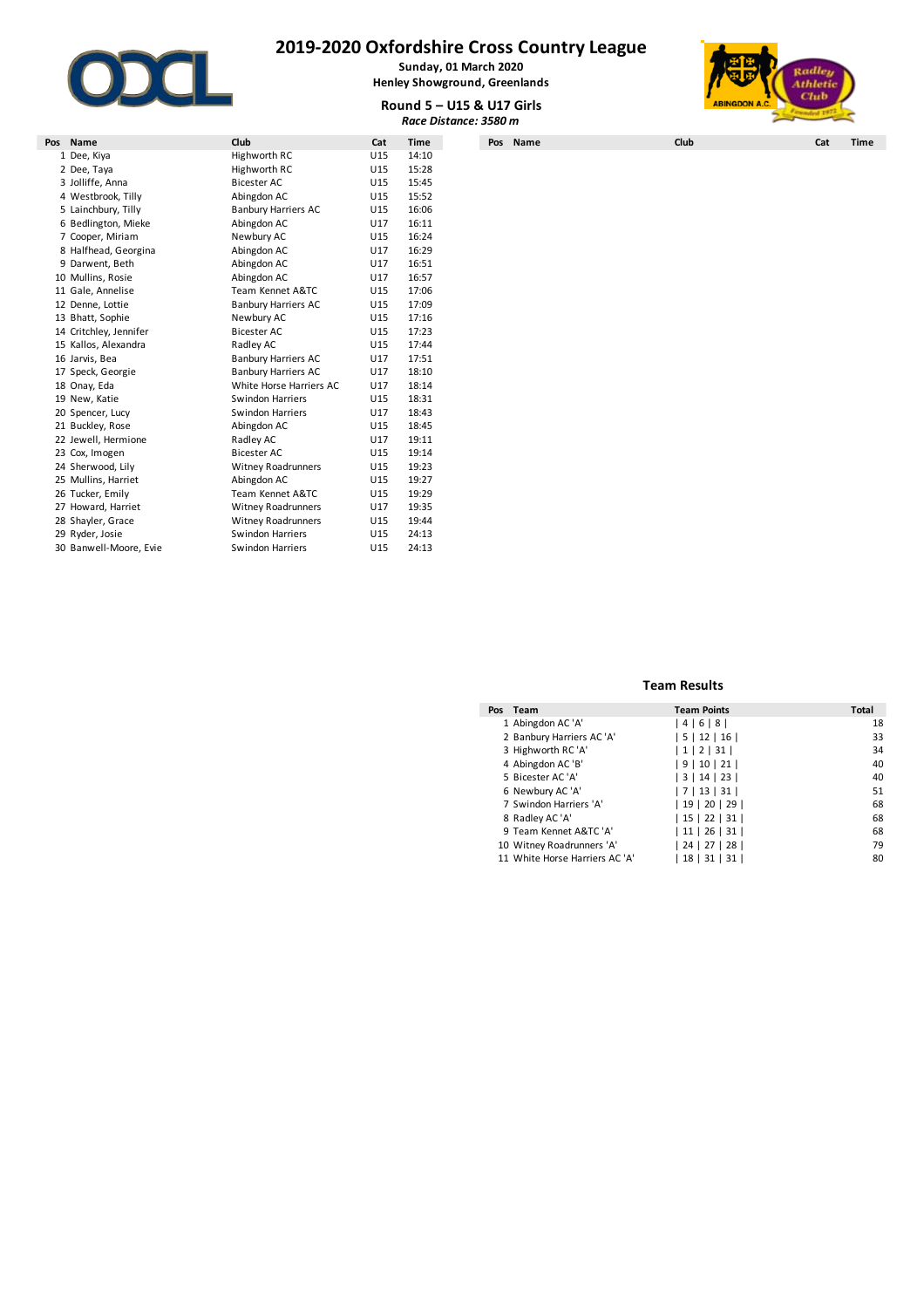# 2019-2020 Oxfordshire Cross Country League

**Sunday, 01 March 2020**
**Henley Showground, Greenlands**

## Round 5 – U15 & U17 Girls

***Race Distance: 3580 m***

| Pos | Name | Club | Cat | Time |
|---|---|---|---|---|
| 1 | Dee, Kiya | Highworth RC | U15 | 14:10 |
| 2 | Dee, Taya | Highworth RC | U15 | 15:28 |
| 3 | Jolliffe, Anna | Bicester AC | U15 | 15:45 |
| 4 | Westbrook, Tilly | Abingdon AC | U15 | 15:52 |
| 5 | Lainchbury, Tilly | Banbury Harriers AC | U15 | 16:06 |
| 6 | Bedlington, Mieke | Abingdon AC | U17 | 16:11 |
| 7 | Cooper, Miriam | Newbury AC | U15 | 16:24 |
| 8 | Halfhead, Georgina | Abingdon AC | U17 | 16:29 |
| 9 | Darwent, Beth | Abingdon AC | U17 | 16:51 |
| 10 | Mullins, Rosie | Abingdon AC | U17 | 16:57 |
| 11 | Gale, Annelise | Team Kennet A&TC | U15 | 17:06 |
| 12 | Denne, Lottie | Banbury Harriers AC | U15 | 17:09 |
| 13 | Bhatt, Sophie | Newbury AC | U15 | 17:16 |
| 14 | Critchley, Jennifer | Bicester AC | U15 | 17:23 |
| 15 | Kallos, Alexandra | Radley AC | U15 | 17:44 |
| 16 | Jarvis, Bea | Banbury Harriers AC | U17 | 17:51 |
| 17 | Speck, Georgie | Banbury Harriers AC | U17 | 18:10 |
| 18 | Onay, Eda | White Horse Harriers AC | U17 | 18:14 |
| 19 | New, Katie | Swindon Harriers | U15 | 18:31 |
| 20 | Spencer, Lucy | Swindon Harriers | U17 | 18:43 |
| 21 | Buckley, Rose | Abingdon AC | U15 | 18:45 |
| 22 | Jewell, Hermione | Radley AC | U17 | 19:11 |
| 23 | Cox, Imogen | Bicester AC | U15 | 19:14 |
| 24 | Sherwood, Lily | Witney Roadrunners | U15 | 19:23 |
| 25 | Mullins, Harriet | Abingdon AC | U15 | 19:27 |
| 26 | Tucker, Emily | Team Kennet A&TC | U15 | 19:29 |
| 27 | Howard, Harriet | Witney Roadrunners | U17 | 19:35 |
| 28 | Shayler, Grace | Witney Roadrunners | U15 | 19:44 |
| 29 | Ryder, Josie | Swindon Harriers | U15 | 24:13 |
| 30 | Banwell-Moore, Evie | Swindon Harriers | U15 | 24:13 |

### Team Results

| Pos | Team | Team Points | Total |
|---|---|---|---|
| 1 | Abingdon AC 'A' | \| 4 \| 6 \| 8 \| | 18 |
| 2 | Banbury Harriers AC 'A' | \| 5 \| 12 \| 16 \| | 33 |
| 3 | Highworth RC 'A' | \| 1 \| 2 \| 31 \| | 34 |
| 4 | Abingdon AC 'B' | \| 9 \| 10 \| 21 \| | 40 |
| 5 | Bicester AC 'A' | \| 3 \| 14 \| 23 \| | 40 |
| 6 | Newbury AC 'A' | \| 7 \| 13 \| 31 \| | 51 |
| 7 | Swindon Harriers 'A' | \| 19 \| 20 \| 29 \| | 68 |
| 8 | Radley AC 'A' | \| 15 \| 22 \| 31 \| | 68 |
| 9 | Team Kennet A&TC 'A' | \| 11 \| 26 \| 31 \| | 68 |
| 10 | Witney Roadrunners 'A' | \| 24 \| 27 \| 28 \| | 79 |
| 11 | White Horse Harriers AC 'A' | \| 18 \| 31 \| 31 \| | 80 |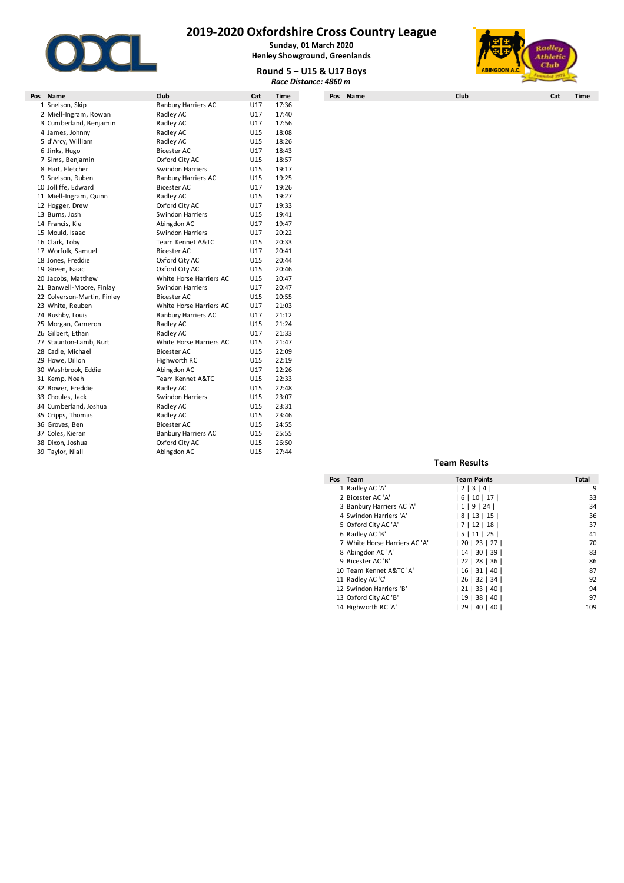# 2019-2020 Oxfordshire Cross Country League

**Sunday, 01 March 2020**
**Henley Showground, Greenlands**

**Round 5 – U15 & U17 Boys**
***Race Distance: 4860 m***

| Pos | Name | Club | Cat | Time |
|---|---|---|---|---|
| 1 | Snelson, Skip | Banbury Harriers AC | U17 | 17:36 |
| 2 | Miell-Ingram, Rowan | Radley AC | U17 | 17:40 |
| 3 | Cumberland, Benjamin | Radley AC | U17 | 17:56 |
| 4 | James, Johnny | Radley AC | U15 | 18:08 |
| 5 | d'Arcy, William | Radley AC | U15 | 18:26 |
| 6 | Jinks, Hugo | Bicester AC | U17 | 18:43 |
| 7 | Sims, Benjamin | Oxford City AC | U15 | 18:57 |
| 8 | Hart, Fletcher | Swindon Harriers | U15 | 19:17 |
| 9 | Snelson, Ruben | Banbury Harriers AC | U15 | 19:25 |
| 10 | Jolliffe, Edward | Bicester AC | U17 | 19:26 |
| 11 | Miell-Ingram, Quinn | Radley AC | U15 | 19:27 |
| 12 | Hogger, Drew | Oxford City AC | U17 | 19:33 |
| 13 | Burns, Josh | Swindon Harriers | U15 | 19:41 |
| 14 | Francis, Kie | Abingdon AC | U17 | 19:47 |
| 15 | Mould, Isaac | Swindon Harriers | U17 | 20:22 |
| 16 | Clark, Toby | Team Kennet A&TC | U15 | 20:33 |
| 17 | Worfolk, Samuel | Bicester AC | U17 | 20:41 |
| 18 | Jones, Freddie | Oxford City AC | U15 | 20:44 |
| 19 | Green, Isaac | Oxford City AC | U15 | 20:46 |
| 20 | Jacobs, Matthew | White Horse Harriers AC | U15 | 20:47 |
| 21 | Banwell-Moore, Finlay | Swindon Harriers | U17 | 20:47 |
| 22 | Colverson-Martin, Finley | Bicester AC | U15 | 20:55 |
| 23 | White, Reuben | White Horse Harriers AC | U17 | 21:03 |
| 24 | Bushby, Louis | Banbury Harriers AC | U17 | 21:12 |
| 25 | Morgan, Cameron | Radley AC | U15 | 21:24 |
| 26 | Gilbert, Ethan | Radley AC | U17 | 21:33 |
| 27 | Staunton-Lamb, Burt | White Horse Harriers AC | U15 | 21:47 |
| 28 | Cadle, Michael | Bicester AC | U15 | 22:09 |
| 29 | Howe, Dillon | Highworth RC | U15 | 22:19 |
| 30 | Washbrook, Eddie | Abingdon AC | U17 | 22:26 |
| 31 | Kemp, Noah | Team Kennet A&TC | U15 | 22:33 |
| 32 | Bower, Freddie | Radley AC | U15 | 22:48 |
| 33 | Choules, Jack | Swindon Harriers | U15 | 23:07 |
| 34 | Cumberland, Joshua | Radley AC | U15 | 23:31 |
| 35 | Cripps, Thomas | Radley AC | U15 | 23:46 |
| 36 | Groves, Ben | Bicester AC | U15 | 24:55 |
| 37 | Coles, Kieran | Banbury Harriers AC | U15 | 25:55 |
| 38 | Dixon, Joshua | Oxford City AC | U15 | 26:50 |
| 39 | Taylor, Niall | Abingdon AC | U15 | 27:44 |

## Team Results

| Pos | Team | Team Points | Total |
|---|---|---|---|
| 1 | Radley AC 'A' | \| 2 \| 3 \| 4 \| | 9 |
| 2 | Bicester AC 'A' | \| 6 \| 10 \| 17 \| | 33 |
| 3 | Banbury Harriers AC 'A' | \| 1 \| 9 \| 24 \| | 34 |
| 4 | Swindon Harriers 'A' | \| 8 \| 13 \| 15 \| | 36 |
| 5 | Oxford City AC 'A' | \| 7 \| 12 \| 18 \| | 37 |
| 6 | Radley AC 'B' | \| 5 \| 11 \| 25 \| | 41 |
| 7 | White Horse Harriers AC 'A' | \| 20 \| 23 \| 27 \| | 70 |
| 8 | Abingdon AC 'A' | \| 14 \| 30 \| 39 \| | 83 |
| 9 | Bicester AC 'B' | \| 22 \| 28 \| 36 \| | 86 |
| 10 | Team Kennet A&TC 'A' | \| 16 \| 31 \| 40 \| | 87 |
| 11 | Radley AC 'C' | \| 26 \| 32 \| 34 \| | 92 |
| 12 | Swindon Harriers 'B' | \| 21 \| 33 \| 40 \| | 94 |
| 13 | Oxford City AC 'B' | \| 19 \| 38 \| 40 \| | 97 |
| 14 | Highworth RC 'A' | \| 29 \| 40 \| 40 \| | 109 |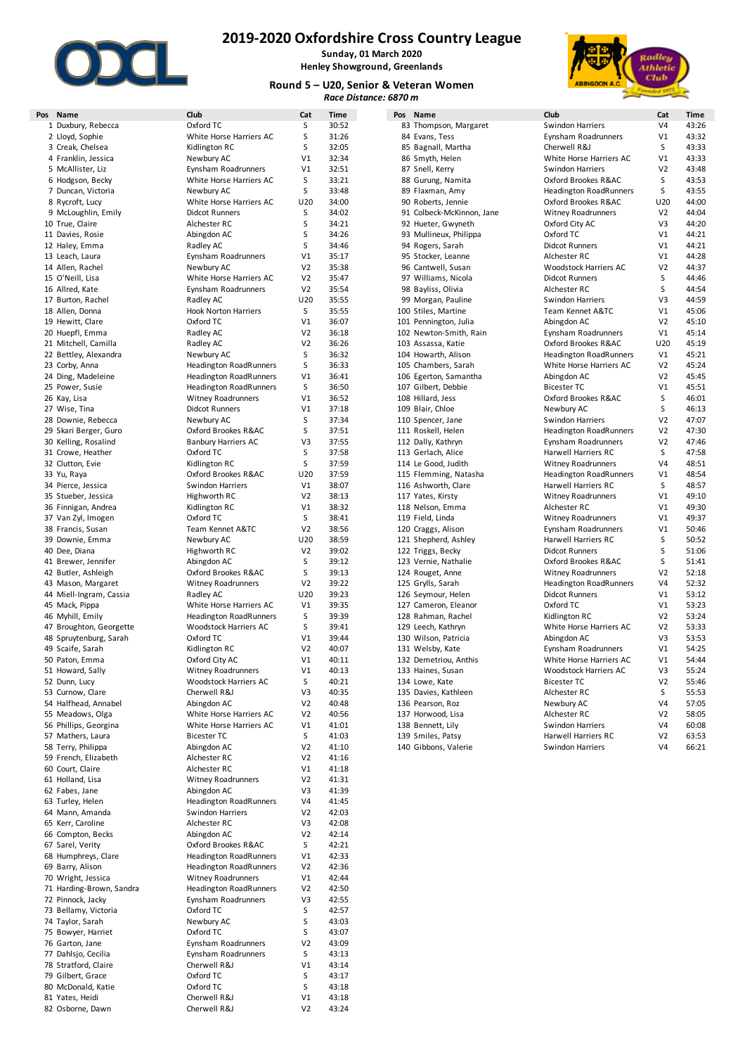# 2019-2020 Oxfordshire Cross Country League

**Sunday, 01 March 2020**

**Henley Showground, Greenlands**

### Round 5 – U20, Senior & Veteran Women

***Race Distance: 6870 m***

| Pos | Name | Club | Cat | Time |
|---|---|---|---|---|
| 1 | Duxbury, Rebecca | Oxford TC | S | 30:52 |
| 2 | Lloyd, Sophie | White Horse Harriers AC | S | 31:26 |
| 3 | Creak, Chelsea | Kidlington RC | S | 32:05 |
| 4 | Franklin, Jessica | Newbury AC | V1 | 32:34 |
| 5 | McAllister, Liz | Eynsham Roadrunners | V1 | 32:51 |
| 6 | Hodgson, Becky | White Horse Harriers AC | S | 33:21 |
| 7 | Duncan, Victoria | Newbury AC | S | 33:48 |
| 8 | Rycroft, Lucy | White Horse Harriers AC | U20 | 34:00 |
| 9 | McLoughlin, Emily | Didcot Runners | S | 34:02 |
| 10 | True, Claire | Alchester RC | S | 34:21 |
| 11 | Davies, Rosie | Abingdon AC | S | 34:26 |
| 12 | Haley, Emma | Radley AC | S | 34:46 |
| 13 | Leach, Laura | Eynsham Roadrunners | V1 | 35:17 |
| 14 | Allen, Rachel | Newbury AC | V2 | 35:38 |
| 15 | O'Neill, Lisa | White Horse Harriers AC | V2 | 35:47 |
| 16 | Allred, Kate | Eynsham Roadrunners | V2 | 35:54 |
| 17 | Burton, Rachel | Radley AC | U20 | 35:55 |
| 18 | Allen, Donna | Hook Norton Harriers | S | 35:55 |
| 19 | Hewitt, Clare | Oxford TC | V1 | 36:07 |
| 20 | Huepfl, Emma | Radley AC | V2 | 36:18 |
| 21 | Mitchell, Camilla | Radley AC | V2 | 36:26 |
| 22 | Bettley, Alexandra | Newbury AC | S | 36:32 |
| 23 | Corby, Anna | Headington RoadRunners | S | 36:33 |
| 24 | Ding, Madeleine | Headington RoadRunners | V1 | 36:41 |
| 25 | Power, Susie | Headington RoadRunners | S | 36:50 |
| 26 | Kay, Lisa | Witney Roadrunners | V1 | 36:52 |
| 27 | Wise, Tina | Didcot Runners | V1 | 37:18 |
| 28 | Downie, Rebecca | Newbury AC | S | 37:34 |
| 29 | Skari Berger, Guro | Oxford Brookes R&AC | S | 37:51 |
| 30 | Kelling, Rosalind | Banbury Harriers AC | V3 | 37:55 |
| 31 | Crowe, Heather | Oxford TC | S | 37:58 |
| 32 | Clutton, Evie | Kidlington RC | S | 37:59 |
| 33 | Yu, Raya | Oxford Brookes R&AC | U20 | 37:59 |
| 34 | Pierce, Jessica | Swindon Harriers | V1 | 38:07 |
| 35 | Stueber, Jessica | Highworth RC | V2 | 38:13 |
| 36 | Finnigan, Andrea | Kidlington RC | V1 | 38:32 |
| 37 | Van Zyl, Imogen | Oxford TC | S | 38:41 |
| 38 | Francis, Susan | Team Kennet A&TC | V2 | 38:56 |
| 39 | Downie, Emma | Newbury AC | U20 | 38:59 |
| 40 | Dee, Diana | Highworth RC | V2 | 39:02 |
| 41 | Brewer, Jennifer | Abingdon AC | S | 39:12 |
| 42 | Butler, Ashleigh | Oxford Brookes R&AC | S | 39:13 |
| 43 | Mason, Margaret | Witney Roadrunners | V2 | 39:22 |
| 44 | Miell-Ingram, Cassia | Radley AC | U20 | 39:23 |
| 45 | Mack, Pippa | White Horse Harriers AC | V1 | 39:35 |
| 46 | Myhill, Emily | Headington RoadRunners | S | 39:39 |
| 47 | Broughton, Georgette | Woodstock Harriers AC | S | 39:41 |
| 48 | Spruytenburg, Sarah | Oxford TC | V1 | 39:44 |
| 49 | Scaife, Sarah | Kidlington RC | V2 | 40:07 |
| 50 | Paton, Emma | Oxford City AC | V1 | 40:11 |
| 51 | Howard, Sally | Witney Roadrunners | V1 | 40:13 |
| 52 | Dunn, Lucy | Woodstock Harriers AC | S | 40:21 |
| 53 | Curnow, Clare | Cherwell R&J | V3 | 40:35 |
| 54 | Halfhead, Annabel | Abingdon AC | V2 | 40:48 |
| 55 | Meadows, Olga | White Horse Harriers AC | V2 | 40:56 |
| 56 | Phillips, Georgina | White Horse Harriers AC | V1 | 41:01 |
| 57 | Mathers, Laura | Bicester TC | S | 41:03 |
| 58 | Terry, Philipa | Abingdon AC | V2 | 41:10 |
| 59 | French, Elizabeth | Alchester RC | V2 | 41:16 |
| 60 | Court, Claire | Alchester RC | V1 | 41:18 |
| 61 | Holland, Lisa | Witney Roadrunners | V2 | 41:31 |
| 62 | Fabes, Jane | Abingdon AC | V3 | 41:39 |
| 63 | Turley, Helen | Headington RoadRunners | V4 | 41:45 |
| 64 | Mann, Amanda | Swindon Harriers | V2 | 42:03 |
| 65 | Kerr, Caroline | Alchester RC | V3 | 42:08 |
| 66 | Compton, Becks | Abingdon AC | V2 | 42:14 |
| 67 | Sarel, Verity | Oxford Brookes R&AC | S | 42:21 |
| 68 | Humphreys, Clare | Headington RoadRunners | V1 | 42:33 |
| 69 | Barry, Alison | Headington RoadRunners | V2 | 42:36 |
| 70 | Wright, Jessica | Witney Roadrunners | V1 | 42:44 |
| 71 | Harding-Brown, Sandra | Headington RoadRunners | V2 | 42:50 |
| 72 | Pinnock, Jacky | Eynsham Roadrunners | V3 | 42:55 |
| 73 | Bellamy, Victoria | Oxford TC | S | 42:57 |
| 74 | Taylor, Sarah | Newbury AC | S | 43:03 |
| 75 | Bowyer, Harriet | Oxford TC | S | 43:07 |
| 76 | Garton, Jane | Eynsham Roadrunners | V2 | 43:09 |
| 77 | Dahlsjo, Cecilia | Eynsham Roadrunners | S | 43:13 |
| 78 | Stratford, Claire | Cherwell R&J | V1 | 43:14 |
| 79 | Gilbert, Grace | Oxford TC | S | 43:17 |
| 80 | McDonald, Katie | Oxford TC | S | 43:18 |
| 81 | Yates, Heidi | Cherwell R&J | V1 | 43:18 |
| 82 | Osborne, Dawn | Cherwell R&J | V2 | 43:24 |
| 83 | Thompson, Margaret | Swindon Harriers | V4 | 43:26 |
| 84 | Evans, Tess | Eynsham Roadrunners | V1 | 43:32 |
| 85 | Bagnall, Martha | Cherwell R&J | S | 43:33 |
| 86 | Smyth, Helen | White Horse Harriers AC | V1 | 43:33 |
| 87 | Snell, Kerry | Swindon Harriers | V2 | 43:48 |
| 88 | Gurung, Namita | Oxford Brookes R&AC | S | 43:53 |
| 89 | Flaxman, Amy | Headington RoadRunners | S | 43:55 |
| 90 | Roberts, Jennie | Oxford Brookes R&AC | U20 | 44:00 |
| 91 | Colbeck-McKinnon, Jane | Witney Roadrunners | V2 | 44:04 |
| 92 | Hueter, Gwyneth | Oxford City AC | V3 | 44:20 |
| 93 | Mullineux, Philippa | Oxford TC | V1 | 44:21 |
| 94 | Rogers, Sarah | Didcot Runners | V1 | 44:21 |
| 95 | Stocker, Leanne | Alchester RC | V1 | 44:28 |
| 96 | Cantwell, Susan | Woodstock Harriers AC | V2 | 44:37 |
| 97 | Williams, Nicola | Didcot Runners | S | 44:46 |
| 98 | Bayliss, Olivia | Alchester RC | S | 44:54 |
| 99 | Morgan, Pauline | Swindon Harriers | V3 | 44:59 |
| 100 | Stiles, Martine | Team Kennet A&TC | V1 | 45:06 |
| 101 | Pennington, Julia | Abingdon AC | V2 | 45:10 |
| 102 | Newton-Smith, Rain | Eynsham Roadrunners | V1 | 45:14 |
| 103 | Assassa, Katie | Oxford Brookes R&AC | U20 | 45:19 |
| 104 | Howarth, Alison | Headington RoadRunners | V1 | 45:21 |
| 105 | Chambers, Sarah | White Horse Harriers AC | V2 | 45:24 |
| 106 | Egerton, Samantha | Abingdon AC | V2 | 45:45 |
| 107 | Gilbert, Debbie | Bicester TC | V1 | 45:51 |
| 108 | Hillard, Jess | Oxford Brookes R&AC | S | 46:01 |
| 109 | Blair, Chloe | Newbury AC | S | 46:13 |
| 110 | Spencer, Jane | Swindon Harriers | V2 | 47:07 |
| 111 | Roskell, Helen | Headington RoadRunners | V2 | 47:30 |
| 112 | Dally, Kathryn | Eynsham Roadrunners | V2 | 47:46 |
| 113 | Gerlach, Alice | Harwell Harriers RC | S | 47:58 |
| 114 | Le Good, Judith | Witney Roadrunners | V4 | 48:51 |
| 115 | Flemming, Natasha | Headington RoadRunners | V1 | 48:54 |
| 116 | Ashworth, Clare | Harwell Harriers RC | S | 48:57 |
| 117 | Yates, Kirsty | Witney Roadrunners | V1 | 49:10 |
| 118 | Nelson, Emma | Alchester RC | V1 | 49:30 |
| 119 | Field, Linda | Witney Roadrunners | V1 | 49:37 |
| 120 | Craggs, Alison | Eynsham Roadrunners | V1 | 50:46 |
| 121 | Shepherd, Ashley | Harwell Harriers RC | S | 50:52 |
| 122 | Triggs, Becky | Didcot Runners | S | 51:06 |
| 123 | Vernie, Nathalie | Oxford Brookes R&AC | S | 51:41 |
| 124 | Rouget, Anne | Witney Roadrunners | V2 | 52:18 |
| 125 | Grylls, Sarah | Headington RoadRunners | V2 | 52:32 |
| 126 | Seymour, Helen | Didcot Runners | V1 | 53:12 |
| 127 | Cameron, Eleanor | Oxford TC | V1 | 53:23 |
| 128 | Rahman, Rachel | Kidlington RC | V2 | 53:24 |
| 129 | Leech, Kathryn | White Horse Harriers AC | V2 | 53:33 |
| 130 | Wilson, Patricia | Abingdon AC | V3 | 53:53 |
| 131 | Welsby, Kate | Eynsham Roadrunners | V1 | 54:25 |
| 132 | Demetriou, Anthis | White Horse Harriers AC | V1 | 54:44 |
| 133 | Haines, Susan | Woodstock Harriers AC | V3 | 55:24 |
| 134 | Lowe, Kate | Bicester TC | V2 | 55:46 |
| 135 | Davies, Kathleen | Alchester RC | S | 55:53 |
| 136 | Pearson, Roz | Newbury AC | V4 | 57:05 |
| 137 | Horwood, Lisa | Alchester RC | V2 | 58:05 |
| 138 | Bennett, Lily | Swindon Harriers | V4 | 60:08 |
| 139 | Smiles, Patsy | Harwell Harriers RC | V2 | 63:53 |
| 140 | Gibbons, Valerie | Swindon Harriers | V4 | 66:21 |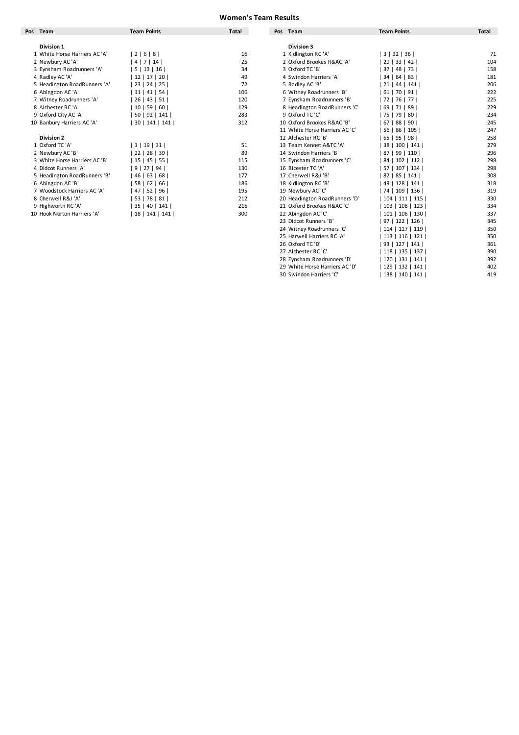# Women's Team Results

| Pos | Team | Team Points | Total |
|---|---|---|---|
| | **Division 1** | | |
| 1 | White Horse Harriers AC 'A' | \| 2 \| 6 \| 8 \| | 16 |
| 2 | Newbury AC 'A' | \| 4 \| 7 \| 14 \| | 25 |
| 3 | Eynsham Roadrunners 'A' | \| 5 \| 13 \| 16 \| | 34 |
| 4 | Radley AC 'A' | \| 12 \| 17 \| 20 \| | 49 |
| 5 | Headington RoadRunners 'A' | \| 23 \| 24 \| 25 \| | 72 |
| 6 | Abingdon AC 'A' | \| 11 \| 41 \| 54 \| | 106 |
| 7 | Witney Roadrunners 'A' | \| 26 \| 43 \| 51 \| | 120 |
| 8 | Alchester RC 'A' | \| 10 \| 59 \| 60 \| | 129 |
| 9 | Oxford City AC 'A' | \| 50 \| 92 \| 141 \| | 283 |
| 10 | Banbury Harriers AC 'A' | \| 30 \| 141 \| 141 \| | 312 |
| | **Division 2** | | |
| 1 | Oxford TC 'A' | \| 1 \| 19 \| 31 \| | 51 |
| 2 | Newbury AC 'B' | \| 22 \| 28 \| 39 \| | 89 |
| 3 | White Horse Harriers AC 'B' | \| 15 \| 45 \| 55 \| | 115 |
| 4 | Didcot Runners 'A' | \| 9 \| 27 \| 94 \| | 130 |
| 5 | Headington RoadRunners 'B' | \| 46 \| 63 \| 68 \| | 177 |
| 6 | Abingdon AC 'B' | \| 58 \| 62 \| 66 \| | 186 |
| 7 | Woodstock Harriers AC 'A' | \| 47 \| 52 \| 96 \| | 195 |
| 8 | Cherwell R&J 'A' | \| 53 \| 78 \| 81 \| | 212 |
| 9 | Highworth RC 'A' | \| 35 \| 40 \| 141 \| | 216 |
| 10 | Hook Norton Harriers 'A' | \| 18 \| 141 \| 141 \| | 300 |

| Pos | Team | Team Points | Total |
|---|---|---|---|
| | **Division 3** | | |
| 1 | Kidlington RC 'A' | \| 3 \| 32 \| 36 \| | 71 |
| 2 | Oxford Brookes R&AC 'A' | \| 29 \| 33 \| 42 \| | 104 |
| 3 | Oxford TC 'B' | \| 37 \| 48 \| 73 \| | 158 |
| 4 | Swindon Harriers 'A' | \| 34 \| 64 \| 83 \| | 181 |
| 5 | Radley AC 'B' | \| 21 \| 44 \| 141 \| | 206 |
| 6 | Witney Roadrunners 'B' | \| 61 \| 70 \| 91 \| | 222 |
| 7 | Eynsham Roadrunners 'B' | \| 72 \| 76 \| 77 \| | 225 |
| 8 | Headington RoadRunners 'C' | \| 69 \| 71 \| 89 \| | 229 |
| 9 | Oxford TC 'C' | \| 75 \| 79 \| 80 \| | 234 |
| 10 | Oxford Brookes R&AC 'B' | \| 67 \| 88 \| 90 \| | 245 |
| 11 | White Horse Harriers AC 'C' | \| 56 \| 86 \| 105 \| | 247 |
| 12 | Alchester RC 'B' | \| 65 \| 95 \| 98 \| | 258 |
| 13 | Team Kennet A&TC 'A' | \| 38 \| 100 \| 141 \| | 279 |
| 14 | Swindon Harriers 'B' | \| 87 \| 99 \| 110 \| | 296 |
| 15 | Eynsham Roadrunners 'C' | \| 84 \| 102 \| 112 \| | 298 |
| 16 | Bicester TC 'A' | \| 57 \| 107 \| 134 \| | 298 |
| 17 | Cherwell R&J 'B' | \| 82 \| 85 \| 141 \| | 308 |
| 18 | Kidlington RC 'B' | \| 49 \| 128 \| 141 \| | 318 |
| 19 | Newbury AC 'C' | \| 74 \| 109 \| 136 \| | 319 |
| 20 | Headington RoadRunners 'D' | \| 104 \| 111 \| 115 \| | 330 |
| 21 | Oxford Brookes R&AC 'C' | \| 103 \| 108 \| 123 \| | 334 |
| 22 | Abingdon AC 'C' | \| 101 \| 106 \| 130 \| | 337 |
| 23 | Didcot Runners 'B' | \| 97 \| 122 \| 126 \| | 345 |
| 24 | Witney Roadrunners 'C' | \| 114 \| 117 \| 119 \| | 350 |
| 25 | Harwell Harriers RC 'A' | \| 113 \| 116 \| 121 \| | 350 |
| 26 | Oxford TC 'D' | \| 93 \| 127 \| 141 \| | 361 |
| 27 | Alchester RC 'C' | \| 118 \| 135 \| 137 \| | 390 |
| 28 | Eynsham Roadrunners 'D' | \| 120 \| 131 \| 141 \| | 392 |
| 29 | White Horse Harriers AC 'D' | \| 129 \| 132 \| 141 \| | 402 |
| 30 | Swindon Harriers 'C' | \| 138 \| 140 \| 141 \| | 419 |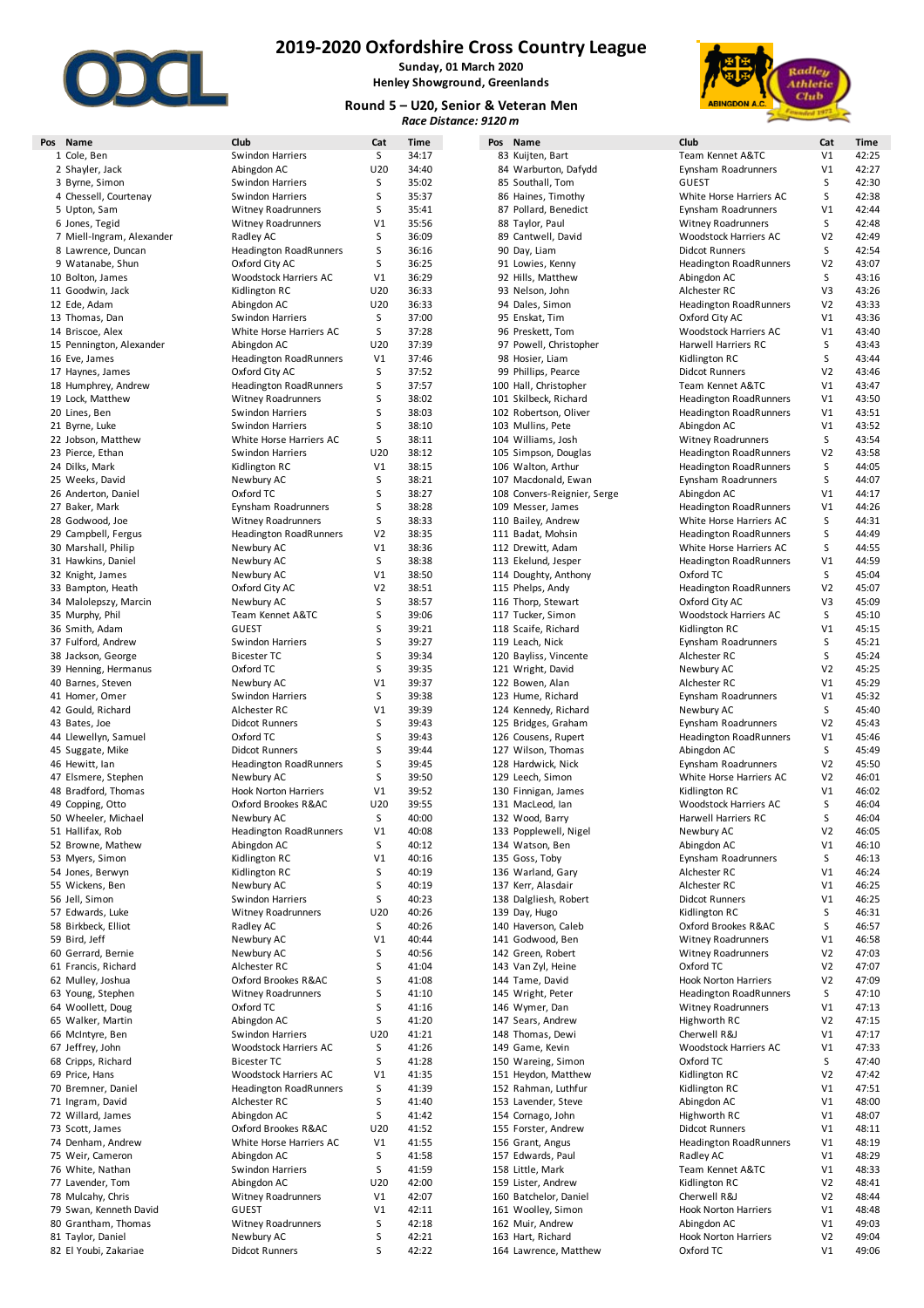# 2019-2020 Oxfordshire Cross Country League

**Sunday, 01 March 2020**
**Henley Showground, Greenlands**

### Round 5 – U20, Senior & Veteran Men

*Race Distance: 9120 m*

| Pos | Name | Club | Cat | Time |
|---|---|---|---|---|
| 1 | Cole, Ben | Swindon Harriers | S | 34:17 |
| 2 | Shayler, Jack | Abingdon AC | U20 | 34:40 |
| 3 | Byrne, Simon | Swindon Harriers | S | 35:02 |
| 4 | Chessell, Courtenay | Swindon Harriers | S | 35:37 |
| 5 | Upton, Sam | Witney Roadrunners | S | 35:41 |
| 6 | Jones, Tegid | Witney Roadrunners | V1 | 35:56 |
| 7 | Miell-Ingram, Alexander | Radley AC | S | 36:09 |
| 8 | Lawrence, Duncan | Headington RoadRunners | S | 36:16 |
| 9 | Watanabe, Shun | Oxford City AC | S | 36:25 |
| 10 | Bolton, James | Woodstock Harriers AC | V1 | 36:29 |
| 11 | Goodwin, Jack | Kidlington RC | U20 | 36:33 |
| 12 | Ede, Adam | Abingdon AC | U20 | 36:33 |
| 13 | Thomas, Dan | Swindon Harriers | S | 37:00 |
| 14 | Briscoe, Alex | White Horse Harriers AC | S | 37:28 |
| 15 | Pennington, Alexander | Abingdon AC | U20 | 37:39 |
| 16 | Eve, James | Headington RoadRunners | V1 | 37:46 |
| 17 | Haynes, James | Oxford City AC | S | 37:52 |
| 18 | Humphrey, Andrew | Headington RoadRunners | S | 37:57 |
| 19 | Lock, Matthew | Witney Roadrunners | S | 38:02 |
| 20 | Lines, Ben | Swindon Harriers | S | 38:03 |
| 21 | Byrne, Luke | Swindon Harriers | S | 38:10 |
| 22 | Jobson, Matthew | White Horse Harriers AC | S | 38:11 |
| 23 | Pierce, Ethan | Swindon Harriers | U20 | 38:12 |
| 24 | Dilks, Mark | Kidlington RC | V1 | 38:15 |
| 25 | Weeks, David | Newbury AC | S | 38:21 |
| 26 | Anderton, Daniel | Oxford TC | S | 38:27 |
| 27 | Baker, Mark | Eynsham Roadrunners | S | 38:28 |
| 28 | Godwood, Joe | Witney Roadrunners | S | 38:33 |
| 29 | Campbell, Fergus | Headington RoadRunners | V2 | 38:35 |
| 30 | Marshall, Philip | Newbury AC | V1 | 38:36 |
| 31 | Hawkins, Daniel | Newbury AC | S | 38:38 |
| 32 | Knight, James | Newbury AC | V1 | 38:50 |
| 33 | Bampton, Heath | Oxford City AC | V2 | 38:51 |
| 34 | Malolepszy, Marcin | Newbury AC | S | 38:57 |
| 35 | Murphy, Phil | Team Kennet A&TC | S | 39:06 |
| 36 | Smith, Adam | GUEST | S | 39:21 |
| 37 | Fulford, Andrew | Swindon Harriers | S | 39:27 |
| 38 | Jackson, George | Bicester TC | S | 39:34 |
| 39 | Henning, Hermanus | Oxford TC | S | 39:35 |
| 40 | Barnes, Steven | Newbury AC | V1 | 39:37 |
| 41 | Homer, Omer | Swindon Harriers | S | 39:38 |
| 42 | Gould, Richard | Alchester RC | V1 | 39:39 |
| 43 | Bates, Joe | Didcot Runners | S | 39:43 |
| 44 | Llewellyn, Samuel | Oxford TC | S | 39:43 |
| 45 | Suggate, Mike | Didcot Runners | S | 39:44 |
| 46 | Hewitt, Ian | Headington RoadRunners | S | 39:45 |
| 47 | Elsmere, Stephen | Newbury AC | S | 39:50 |
| 48 | Bradford, Thomas | Hook Norton Harriers | V1 | 39:52 |
| 49 | Copping, Otto | Oxford Brookes R&AC | U20 | 39:55 |
| 50 | Wheeler, Michael | Newbury AC | S | 40:00 |
| 51 | Hallifax, Rob | Headington RoadRunners | V1 | 40:08 |
| 52 | Browne, Mathew | Abingdon AC | S | 40:12 |
| 53 | Myers, Simon | Kidlington RC | V1 | 40:16 |
| 54 | Jones, Berwyn | Kidlington RC | S | 40:19 |
| 55 | Wickens, Ben | Newbury AC | S | 40:19 |
| 56 | Jell, Simon | Swindon Harriers | S | 40:23 |
| 57 | Edwards, Luke | Witney Roadrunners | U20 | 40:26 |
| 58 | Birkbeck, Elliot | Radley AC | S | 40:26 |
| 59 | Bird, Jeff | Newbury AC | V1 | 40:44 |
| 60 | Gerrard, Bernie | Newbury AC | S | 40:56 |
| 61 | Francis, Richard | Alchester RC | S | 41:04 |
| 62 | Mulley, Joshua | Oxford Brookes R&AC | S | 41:08 |
| 63 | Young, Stephen | Witney Roadrunners | S | 41:10 |
| 64 | Woollett, Doug | Oxford TC | S | 41:16 |
| 65 | Walker, Martin | Abingdon AC | S | 41:20 |
| 66 | McIntyre, Ben | Swindon Harriers | U20 | 41:21 |
| 67 | Jeffrey, John | Woodstock Harriers AC | S | 41:26 |
| 68 | Cripps, Richard | Bicester TC | S | 41:28 |
| 69 | Price, Hans | Woodstock Harriers AC | V1 | 41:35 |
| 70 | Bremner, Daniel | Headington RoadRunners | S | 41:39 |
| 71 | Ingram, David | Alchester RC | S | 41:40 |
| 72 | Willard, James | Abingdon AC | S | 41:42 |
| 73 | Scott, James | Oxford Brookes R&AC | U20 | 41:52 |
| 74 | Denham, Andrew | White Horse Harriers AC | V1 | 41:55 |
| 75 | Weir, Cameron | Abingdon AC | S | 41:58 |
| 76 | White, Nathan | Swindon Harriers | S | 41:59 |
| 77 | Lavender, Tom | Abingdon AC | U20 | 42:00 |
| 78 | Mulcahy, Chris | Witney Roadrunners | V1 | 42:07 |
| 79 | Swan, Kenneth David | GUEST | V1 | 42:11 |
| 80 | Grantham, Thomas | Witney Roadrunners | S | 42:18 |
| 81 | Taylor, Daniel | Newbury AC | S | 42:21 |
| 82 | El Youbi, Zakariae | Didcot Runners | S | 42:22 |
| 83 | Kuijten, Bart | Team Kennet A&TC | V1 | 42:25 |
| 84 | Warburton, Dafydd | Eynsham Roadrunners | V1 | 42:27 |
| 85 | Southall, Tom | GUEST | S | 42:30 |
| 86 | Haines, Timothy | White Horse Harriers AC | S | 42:38 |
| 87 | Pollard, Benedict | Eynsham Roadrunners | V1 | 42:44 |
| 88 | Taylor, Paul | Witney Roadrunners | S | 42:48 |
| 89 | Cantwell, David | Woodstock Harriers AC | V2 | 42:49 |
| 90 | Day, Liam | Didcot Runners | S | 42:54 |
| 91 | Lowies, Kenny | Headington RoadRunners | V2 | 43:07 |
| 92 | Hills, Matthew | Abingdon AC | S | 43:16 |
| 93 | Nelson, John | Alchester RC | V3 | 43:26 |
| 94 | Dales, Simon | Headington RoadRunners | V2 | 43:33 |
| 95 | Enskat, Tim | Oxford City AC | V1 | 43:36 |
| 96 | Preskett, Tom | Woodstock Harriers AC | V1 | 43:40 |
| 97 | Powell, Christopher | Harwell Harriers RC | S | 43:43 |
| 98 | Hosier, Liam | Kidlington RC | S | 43:44 |
| 99 | Phillips, Pearce | Didcot Runners | V2 | 43:46 |
| 100 | Hall, Christopher | Team Kennet A&TC | V1 | 43:47 |
| 101 | Skilbeck, Richard | Headington RoadRunners | V1 | 43:50 |
| 102 | Robertson, Oliver | Headington RoadRunners | V1 | 43:51 |
| 103 | Mullins, Pete | Abingdon AC | V1 | 43:52 |
| 104 | Williams, Josh | Witney Roadrunners | S | 43:54 |
| 105 | Simpson, Douglas | Headington RoadRunners | V2 | 43:58 |
| 106 | Walton, Arthur | Headington RoadRunners | S | 44:05 |
| 107 | Macdonald, Ewan | Eynsham Roadrunners | S | 44:07 |
| 108 | Convers-Reignier, Serge | Abingdon AC | V1 | 44:17 |
| 109 | Messer, James | Headington RoadRunners | V1 | 44:26 |
| 110 | Bailey, Andrew | White Horse Harriers AC | S | 44:31 |
| 111 | Badat, Mohsin | Headington RoadRunners | S | 44:49 |
| 112 | Drewitt, Adam | White Horse Harriers AC | S | 44:55 |
| 113 | Ekelund, Jesper | Headington RoadRunners | V1 | 44:59 |
| 114 | Doughty, Anthony | Oxford TC | S | 45:04 |
| 115 | Phelps, Andy | Headington RoadRunners | V2 | 45:07 |
| 116 | Thorp, Stewart | Oxford City AC | V3 | 45:09 |
| 117 | Tucker, Simon | Woodstock Harriers AC | S | 45:10 |
| 118 | Scaife, Richard | Kidlington RC | V1 | 45:15 |
| 119 | Leach, Nick | Eynsham Roadrunners | S | 45:21 |
| 120 | Bayliss, Vincente | Alchester RC | S | 45:24 |
| 121 | Wright, David | Newbury AC | V2 | 45:25 |
| 122 | Bowen, Alan | Alchester RC | V1 | 45:29 |
| 123 | Hume, Richard | Eynsham Roadrunners | V1 | 45:32 |
| 124 | Kennedy, Richard | Newbury AC | S | 45:40 |
| 125 | Bridges, Graham | Eynsham Roadrunners | V2 | 45:43 |
| 126 | Cousens, Rupert | Headington RoadRunners | V1 | 45:46 |
| 127 | Wilson, Thomas | Abingdon AC | S | 45:49 |
| 128 | Hardwick, Nick | Eynsham Roadrunners | V2 | 45:50 |
| 129 | Leech, Simon | White Horse Harriers AC | V2 | 46:01 |
| 130 | Finnigan, James | Kidlington RC | V1 | 46:02 |
| 131 | MacLeod, Ian | Woodstock Harriers AC | S | 46:04 |
| 132 | Wood, Barry | Harwell Harriers RC | S | 46:04 |
| 133 | Popplewell, Nigel | Newbury AC | V2 | 46:05 |
| 134 | Watson, Ben | Abingdon AC | V1 | 46:10 |
| 135 | Goss, Toby | Eynsham Roadrunners | S | 46:13 |
| 136 | Warland, Gary | Alchester RC | V1 | 46:24 |
| 137 | Kerr, Alasdair | Alchester RC | V1 | 46:25 |
| 138 | Dalgliesh, Robert | Didcot Runners | V1 | 46:25 |
| 139 | Day, Hugo | Kidlington RC | S | 46:31 |
| 140 | Haverson, Caleb | Oxford Brookes R&AC | S | 46:57 |
| 141 | Godwood, Ben | Witney Roadrunners | V1 | 46:58 |
| 142 | Green, Robert | Witney Roadrunners | V2 | 47:03 |
| 143 | Van Zyl, Heine | Oxford TC | V2 | 47:07 |
| 144 | Tame, David | Hook Norton Harriers | V2 | 47:09 |
| 145 | Wright, Peter | Headington RoadRunners | S | 47:10 |
| 146 | Wymer, Dan | Witney Roadrunners | V1 | 47:13 |
| 147 | Sears, Andrew | Highworth RC | V2 | 47:15 |
| 148 | Thomas, Dewi | Cherwell R&J | V1 | 47:17 |
| 149 | Game, Kevin | Woodstock Harriers AC | V1 | 47:33 |
| 150 | Wareing, Simon | Oxford TC | S | 47:40 |
| 151 | Heydon, Matthew | Kidlington RC | V2 | 47:42 |
| 152 | Rahman, Luthfur | Kidlington RC | V1 | 47:51 |
| 153 | Lavender, Steve | Abingdon AC | V1 | 48:00 |
| 154 | Cornago, John | Highworth RC | V1 | 48:07 |
| 155 | Forster, Andrew | Didcot Runners | V1 | 48:11 |
| 156 | Grant, Angus | Headington RoadRunners | V1 | 48:19 |
| 157 | Edwards, Paul | Radley AC | V1 | 48:29 |
| 158 | Little, Mark | Team Kennet A&TC | V1 | 48:33 |
| 159 | Lister, Andrew | Kidlington RC | V2 | 48:41 |
| 160 | Batchelor, Daniel | Cherwell R&J | V2 | 48:44 |
| 161 | Woolley, Simon | Hook Norton Harriers | V1 | 48:48 |
| 162 | Muir, Andrew | Abingdon AC | V1 | 49:03 |
| 163 | Hart, Richard | Hook Norton Harriers | V2 | 49:04 |
| 164 | Lawrence, Matthew | Oxford TC | V1 | 49:06 |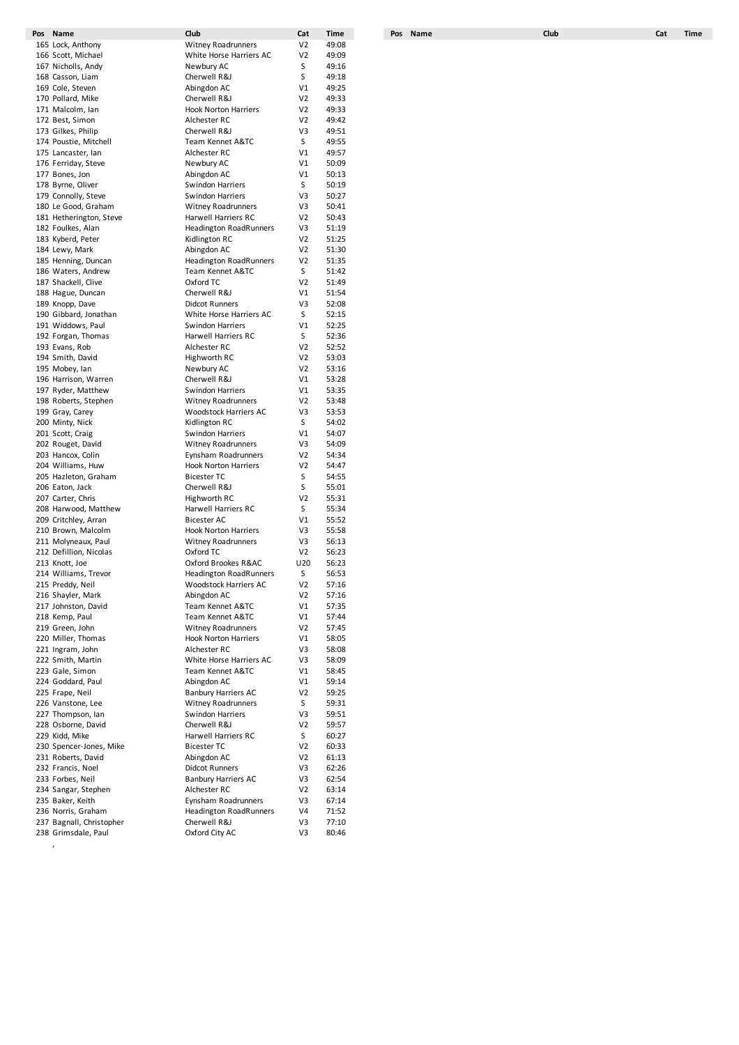| Pos | Name | Club | Cat | Time |
|---|---|---|---|---|
| 165 | Lock, Anthony | Witney Roadrunners | V2 | 49:08 |
| 166 | Scott, Michael | White Horse Harriers AC | V2 | 49:09 |
| 167 | Nicholls, Andy | Newbury AC | S | 49:16 |
| 168 | Casson, Liam | Cherwell R&J | S | 49:18 |
| 169 | Cole, Steven | Abingdon AC | V1 | 49:25 |
| 170 | Pollard, Mike | Cherwell R&J | V2 | 49:33 |
| 171 | Malcolm, Ian | Hook Norton Harriers | V2 | 49:33 |
| 172 | Best, Simon | Alchester RC | V2 | 49:42 |
| 173 | Gilkes, Philip | Cherwell R&J | V3 | 49:51 |
| 174 | Poustie, Mitchell | Team Kennet A&TC | S | 49:55 |
| 175 | Lancaster, Ian | Alchester RC | V1 | 49:57 |
| 176 | Ferriday, Steve | Newbury AC | V1 | 50:09 |
| 177 | Bones, Jon | Abingdon AC | V1 | 50:13 |
| 178 | Byrne, Oliver | Swindon Harriers | S | 50:19 |
| 179 | Connolly, Steve | Swindon Harriers | V3 | 50:27 |
| 180 | Le Good, Graham | Witney Roadrunners | V3 | 50:41 |
| 181 | Hetherington, Steve | Harwell Harriers RC | V2 | 50:43 |
| 182 | Foulkes, Alan | Headington RoadRunners | V3 | 51:19 |
| 183 | Kyberd, Peter | Kidlington RC | V2 | 51:25 |
| 184 | Lewy, Mark | Abingdon AC | V2 | 51:30 |
| 185 | Henning, Duncan | Headington RoadRunners | V2 | 51:35 |
| 186 | Waters, Andrew | Team Kennet A&TC | S | 51:42 |
| 187 | Shackell, Clive | Oxford TC | V2 | 51:49 |
| 188 | Hague, Duncan | Cherwell R&J | V1 | 51:54 |
| 189 | Knopp, Dave | Didcot Runners | V3 | 52:08 |
| 190 | Gibbard, Jonathan | White Horse Harriers AC | S | 52:15 |
| 191 | Widdows, Paul | Swindon Harriers | V1 | 52:25 |
| 192 | Forgan, Thomas | Harwell Harriers RC | S | 52:36 |
| 193 | Evans, Rob | Alchester RC | V2 | 52:52 |
| 194 | Smith, David | Highworth RC | V2 | 53:03 |
| 195 | Mobey, Ian | Newbury AC | V2 | 53:16 |
| 196 | Harrison, Warren | Cherwell R&J | V1 | 53:28 |
| 197 | Ryder, Matthew | Swindon Harriers | V1 | 53:35 |
| 198 | Roberts, Stephen | Witney Roadrunners | V2 | 53:48 |
| 199 | Gray, Carey | Woodstock Harriers AC | V3 | 53:53 |
| 200 | Minty, Nick | Kidlington RC | S | 54:02 |
| 201 | Scott, Craig | Swindon Harriers | V1 | 54:07 |
| 202 | Rouget, David | Witney Roadrunners | V3 | 54:09 |
| 203 | Hancox, Colin | Eynsham Roadrunners | V2 | 54:34 |
| 204 | Williams, Huw | Hook Norton Harriers | V2 | 54:47 |
| 205 | Hazleton, Graham | Bicester TC | S | 54:55 |
| 206 | Eaton, Jack | Cherwell R&J | S | 55:01 |
| 207 | Carter, Chris | Highworth RC | V2 | 55:31 |
| 208 | Harwood, Matthew | Harwell Harriers RC | S | 55:34 |
| 209 | Critchley, Arran | Bicester AC | V1 | 55:52 |
| 210 | Brown, Malcolm | Hook Norton Harriers | V3 | 55:58 |
| 211 | Molyneaux, Paul | Witney Roadrunners | V3 | 56:13 |
| 212 | Defillion, Nicolas | Oxford TC | V2 | 56:23 |
| 213 | Knott, Joe | Oxford Brookes R&AC | U20 | 56:23 |
| 214 | Williams, Trevor | Headington RoadRunners | S | 56:53 |
| 215 | Preddy, Neil | Woodstock Harriers AC | V2 | 57:16 |
| 216 | Shayler, Mark | Abingdon AC | V2 | 57:16 |
| 217 | Johnston, David | Team Kennet A&TC | V1 | 57:35 |
| 218 | Kemp, Paul | Team Kennet A&TC | V1 | 57:44 |
| 219 | Green, John | Witney Roadrunners | V2 | 57:45 |
| 220 | Miller, Thomas | Hook Norton Harriers | V1 | 58:05 |
| 221 | Ingram, John | Alchester RC | V3 | 58:08 |
| 222 | Smith, Martin | White Horse Harriers AC | V3 | 58:09 |
| 223 | Gale, Simon | Team Kennet A&TC | V1 | 58:45 |
| 224 | Goddard, Paul | Abingdon AC | V1 | 59:14 |
| 225 | Frape, Neil | Banbury Harriers AC | V2 | 59:25 |
| 226 | Vanstone, Lee | Witney Roadrunners | S | 59:31 |
| 227 | Thompson, Ian | Swindon Harriers | V3 | 59:51 |
| 228 | Osborne, David | Cherwell R&J | V2 | 59:57 |
| 229 | Kidd, Mike | Harwell Harriers RC | S | 60:27 |
| 230 | Spencer-Jones, Mike | Bicester TC | V2 | 60:33 |
| 231 | Roberts, David | Abingdon AC | V2 | 61:13 |
| 232 | Francis, Noel | Didcot Runners | V3 | 62:26 |
| 233 | Forbes, Neil | Banbury Harriers AC | V3 | 62:54 |
| 234 | Sangar, Stephen | Alchester RC | V2 | 63:14 |
| 235 | Baker, Keith | Eynsham Roadrunners | V3 | 67:14 |
| 236 | Norris, Graham | Headington RoadRunners | V4 | 71:52 |
| 237 | Bagnall, Christopher | Cherwell R&J | V3 | 77:10 |
| 238 | Grimsdale, Paul | Oxford City AC | V3 | 80:46 |
|  | , |  |  |  |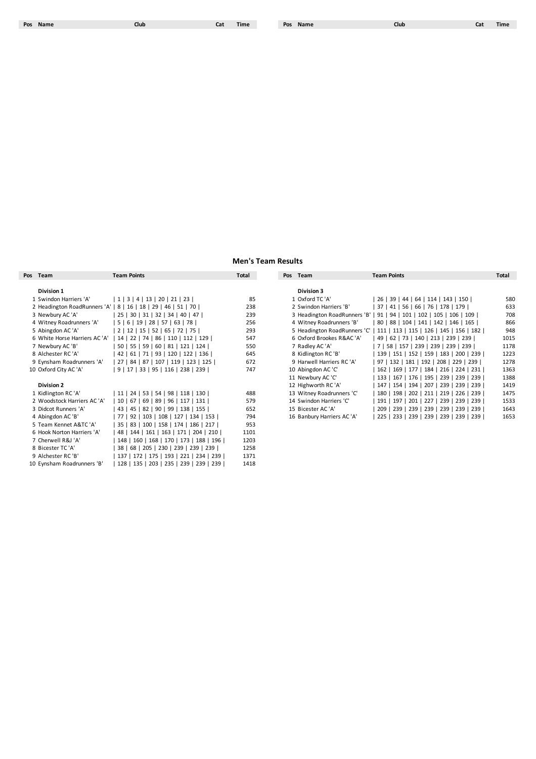| Pos | Name | Club | Cat | Time |
|---|---|---|---|---|

| Pos | Name | Club | Cat | Time |
|---|---|---|---|---|

## Men's Team Results

| Pos | Team | Team Points | Total |
|---|---|---|---|
| | **Division 1** | | |
| 1 | Swindon Harriers 'A' | \| 1 \| 3 \| 4 \| 13 \| 20 \| 21 \| 23 \| | 85 |
| 2 | Headington RoadRunners 'A' | \| 8 \| 16 \| 18 \| 29 \| 46 \| 51 \| 70 \| | 238 |
| 3 | Newbury AC 'A' | \| 25 \| 30 \| 31 \| 32 \| 34 \| 40 \| 47 \| | 239 |
| 4 | Witney Roadrunners 'A' | \| 5 \| 6 \| 19 \| 28 \| 57 \| 63 \| 78 \| | 256 |
| 5 | Abingdon AC 'A' | \| 2 \| 12 \| 15 \| 52 \| 65 \| 72 \| 75 \| | 293 |
| 6 | White Horse Harriers AC 'A' | \| 14 \| 22 \| 74 \| 86 \| 110 \| 112 \| 129 \| | 547 |
| 7 | Newbury AC 'B' | \| 50 \| 55 \| 59 \| 60 \| 81 \| 121 \| 124 \| | 550 |
| 8 | Alchester RC 'A' | \| 42 \| 61 \| 71 \| 93 \| 120 \| 122 \| 136 \| | 645 |
| 9 | Eynsham Roadrunners 'A' | \| 27 \| 84 \| 87 \| 107 \| 119 \| 123 \| 125 \| | 672 |
| 10 | Oxford City AC 'A' | \| 9 \| 17 \| 33 \| 95 \| 116 \| 238 \| 239 \| | 747 |
| | **Division 2** | | |
| 1 | Kidlington RC 'A' | \| 11 \| 24 \| 53 \| 54 \| 98 \| 118 \| 130 \| | 488 |
| 2 | Woodstock Harriers AC 'A' | \| 10 \| 67 \| 69 \| 89 \| 96 \| 117 \| 131 \| | 579 |
| 3 | Didcot Runners 'A' | \| 43 \| 45 \| 82 \| 90 \| 99 \| 138 \| 155 \| | 652 |
| 4 | Abingdon AC 'B' | \| 77 \| 92 \| 103 \| 108 \| 127 \| 134 \| 153 \| | 794 |
| 5 | Team Kennet A&TC 'A' | \| 35 \| 83 \| 100 \| 158 \| 174 \| 186 \| 217 \| | 953 |
| 6 | Hook Norton Harriers 'A' | \| 48 \| 144 \| 161 \| 163 \| 171 \| 204 \| 210 \| | 1101 |
| 7 | Cherwell R&J 'A' | \| 148 \| 160 \| 168 \| 170 \| 173 \| 188 \| 196 \| | 1203 |
| 8 | Bicester TC 'A' | \| 38 \| 68 \| 205 \| 230 \| 239 \| 239 \| 239 \| | 1258 |
| 9 | Alchester RC 'B' | \| 137 \| 172 \| 175 \| 193 \| 221 \| 234 \| 239 \| | 1371 |
| 10 | Eynsham Roadrunners 'B' | \| 128 \| 135 \| 203 \| 235 \| 239 \| 239 \| 239 \| | 1418 |

| Pos | Team | Team Points | Total |
|---|---|---|---|
| | **Division 3** | | |
| 1 | Oxford TC 'A' | \| 26 \| 39 \| 44 \| 64 \| 114 \| 143 \| 150 \| | 580 |
| 2 | Swindon Harriers 'B' | \| 37 \| 41 \| 56 \| 66 \| 76 \| 178 \| 179 \| | 633 |
| 3 | Headington RoadRunners 'B' | \| 91 \| 94 \| 101 \| 102 \| 105 \| 106 \| 109 \| | 708 |
| 4 | Witney Roadrunners 'B' | \| 80 \| 88 \| 104 \| 141 \| 142 \| 146 \| 165 \| | 866 |
| 5 | Headington RoadRunners 'C' | \| 111 \| 113 \| 115 \| 126 \| 145 \| 156 \| 182 \| | 948 |
| 6 | Oxford Brookes R&AC 'A' | \| 49 \| 62 \| 73 \| 140 \| 213 \| 239 \| 239 \| | 1015 |
| 7 | Radley AC 'A' | \| 7 \| 58 \| 157 \| 239 \| 239 \| 239 \| 239 \| | 1178 |
| 8 | Kidlington RC 'B' | \| 139 \| 151 \| 152 \| 159 \| 183 \| 200 \| 239 \| | 1223 |
| 9 | Harwell Harriers RC 'A' | \| 97 \| 132 \| 181 \| 192 \| 208 \| 229 \| 239 \| | 1278 |
| 10 | Abingdon AC 'C' | \| 162 \| 169 \| 177 \| 184 \| 216 \| 224 \| 231 \| | 1363 |
| 11 | Newbury AC 'C' | \| 133 \| 167 \| 176 \| 195 \| 239 \| 239 \| 239 \| | 1388 |
| 12 | Highworth RC 'A' | \| 147 \| 154 \| 194 \| 207 \| 239 \| 239 \| 239 \| | 1419 |
| 13 | Witney Roadrunners 'C' | \| 180 \| 198 \| 202 \| 211 \| 219 \| 226 \| 239 \| | 1475 |
| 14 | Swindon Harriers 'C' | \| 191 \| 197 \| 201 \| 227 \| 239 \| 239 \| 239 \| | 1533 |
| 15 | Bicester AC 'A' | \| 209 \| 239 \| 239 \| 239 \| 239 \| 239 \| 239 \| | 1643 |
| 16 | Banbury Harriers AC 'A' | \| 225 \| 233 \| 239 \| 239 \| 239 \| 239 \| 239 \| | 1653 |